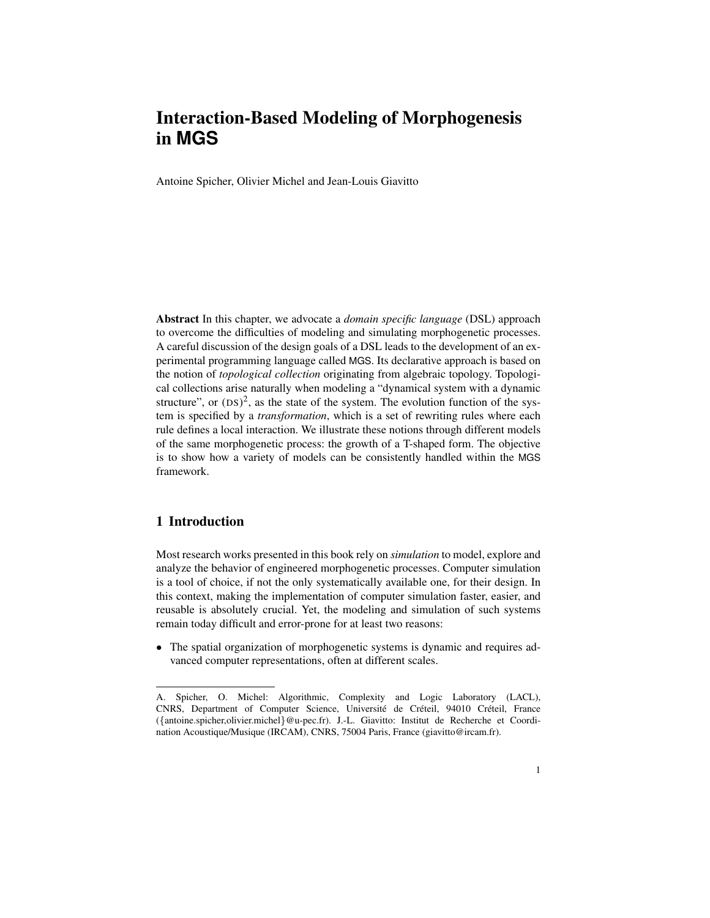# Interaction-Based Modeling of Morphogenesis in MGS

Antoine Spicher, Olivier Michel and Jean-Louis Giavitto

**Abstract** In this chapter, we advocate a *domain specific language* (DSL) approach to overcome the difficulties of modeling and simulating morphogenetic processes. A careful discussion of the design goals of a DSL leads to the development of an experimental programming language called MGS. Its declarative approach is based on the notion of *topological collection* originating from algebraic topology. Topological collections arise naturally when modeling a "dynamical system with a dynamic structure", or $(\text{DS})^2$, as the state of the system. The evolution function of the system is specified by a *transformation*, which is a set of rewriting rules where each rule defines a local interaction. We illustrate these notions through different models of the same morphogenetic process: the growth of a T-shaped form. The objective is to show how a variety of models can be consistently handled within the MGS framework.

## 1 Introduction

Most research works presented in this book rely on *simulation* to model, explore and analyze the behavior of engineered morphogenetic processes. Computer simulation is a tool of choice, if not the only systematically available one, for their design. In this context, making the implementation of computer simulation faster, easier, and reusable is absolutely crucial. Yet, the modeling and simulation of such systems remain today difficult and error-prone for at least two reasons:

- The spatial organization of morphogenetic systems is dynamic and requires advanced computer representations, often at different scales.

---

A. Spicher, O. Michel: Algorithmic, Complexity and Logic Laboratory (LACL), CNRS, Department of Computer Science, Université de Créteil, 94010 Créteil, France ({antoine.spicher,olivier.michel}@u-pec.fr). J.-L. Giavitto: Institut de Recherche et Coordination Acoustique/Musique (IRCAM), CNRS, 75004 Paris, France (giavitto@ircam.fr).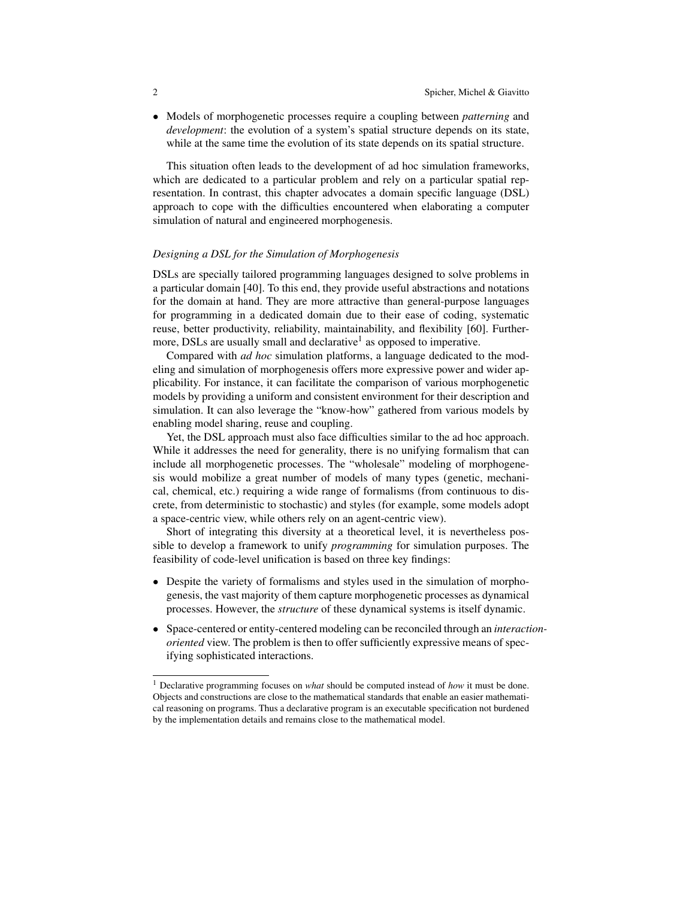- Models of morphogenetic processes require a coupling between *patterning* and *development*: the evolution of a system's spatial structure depends on its state, while at the same time the evolution of its state depends on its spatial structure.

This situation often leads to the development of ad hoc simulation frameworks, which are dedicated to a particular problem and rely on a particular spatial representation. In contrast, this chapter advocates a domain specific language (DSL) approach to cope with the difficulties encountered when elaborating a computer simulation of natural and engineered morphogenesis.

#### *Designing a DSL for the Simulation of Morphogenesis*

DSLs are specially tailored programming languages designed to solve problems in a particular domain [40]. To this end, they provide useful abstractions and notations for the domain at hand. They are more attractive than general-purpose languages for programming in a dedicated domain due to their ease of coding, systematic reuse, better productivity, reliability, maintainability, and flexibility [60]. Furthermore, DSLs are usually small and declarative[1] as opposed to imperative.

Compared with *ad hoc* simulation platforms, a language dedicated to the modeling and simulation of morphogenesis offers more expressive power and wider applicability. For instance, it can facilitate the comparison of various morphogenetic models by providing a uniform and consistent environment for their description and simulation. It can also leverage the "know-how" gathered from various models by enabling model sharing, reuse and coupling.

Yet, the DSL approach must also face difficulties similar to the ad hoc approach. While it addresses the need for generality, there is no unifying formalism that can include all morphogenetic processes. The "wholesale" modeling of morphogenesis would mobilize a great number of models of many types (genetic, mechanical, chemical, etc.) requiring a wide range of formalisms (from continuous to discrete, from deterministic to stochastic) and styles (for example, some models adopt a space-centric view, while others rely on an agent-centric view).

Short of integrating this diversity at a theoretical level, it is nevertheless possible to develop a framework to unify *programming* for simulation purposes. The feasibility of code-level unification is based on three key findings:

- Despite the variety of formalisms and styles used in the simulation of morphogenesis, the vast majority of them capture morphogenetic processes as dynamical processes. However, the *structure* of these dynamical systems is itself dynamic.
- Space-centered or entity-centered modeling can be reconciled through an *interaction-oriented* view. The problem is then to offer sufficiently expressive means of specifying sophisticated interactions.

[1] Declarative programming focuses on *what* should be computed instead of *how* it must be done. Objects and constructions are close to the mathematical standards that enable an easier mathematical reasoning on programs. Thus a declarative program is an executable specification not burdened by the implementation details and remains close to the mathematical model.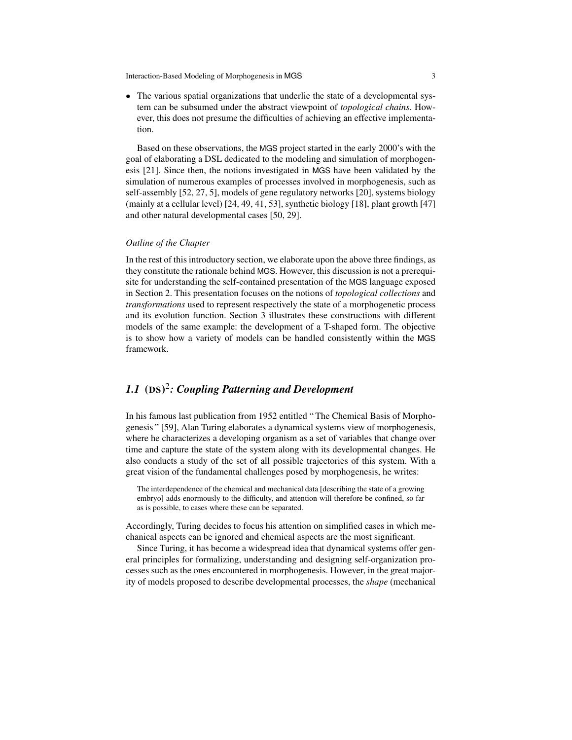- The various spatial organizations that underlie the state of a developmental system can be subsumed under the abstract viewpoint of *topological chains*. However, this does not presume the difficulties of achieving an effective implementation.

Based on these observations, the MGS project started in the early 2000's with the goal of elaborating a DSL dedicated to the modeling and simulation of morphogenesis [21]. Since then, the notions investigated in MGS have been validated by the simulation of numerous examples of processes involved in morphogenesis, such as self-assembly [52, 27, 5], models of gene regulatory networks [20], systems biology (mainly at a cellular level) [24, 49, 41, 53], synthetic biology [18], plant growth [47] and other natural developmental cases [50, 29].

*Outline of the Chapter*

In the rest of this introductory section, we elaborate upon the above three findings, as they constitute the rationale behind MGS. However, this discussion is not a prerequisite for understanding the self-contained presentation of the MGS language exposed in Section 2. This presentation focuses on the notions of *topological collections* and *transformations* used to represent respectively the state of a morphogenetic process and its evolution function. Section 3 illustrates these constructions with different models of the same example: the development of a T-shaped form. The objective is to show how a variety of models can be handled consistently within the MGS framework.

## *1.1 $(DS)^2$: Coupling Patterning and Development*

In his famous last publication from 1952 entitled "The Chemical Basis of Morphogenesis" [59], Alan Turing elaborates a dynamical systems view of morphogenesis, where he characterizes a developing organism as a set of variables that change over time and capture the state of the system along with its developmental changes. He also conducts a study of the set of all possible trajectories of this system. With a great vision of the fundamental challenges posed by morphogenesis, he writes:

> The interdependence of the chemical and mechanical data [describing the state of a growing embryo] adds enormously to the difficulty, and attention will therefore be confined, so far as is possible, to cases where these can be separated.

Accordingly, Turing decides to focus his attention on simplified cases in which mechanical aspects can be ignored and chemical aspects are the most significant.

Since Turing, it has become a widespread idea that dynamical systems offer general principles for formalizing, understanding and designing self-organization processes such as the ones encountered in morphogenesis. However, in the great majority of models proposed to describe developmental processes, the *shape* (mechanical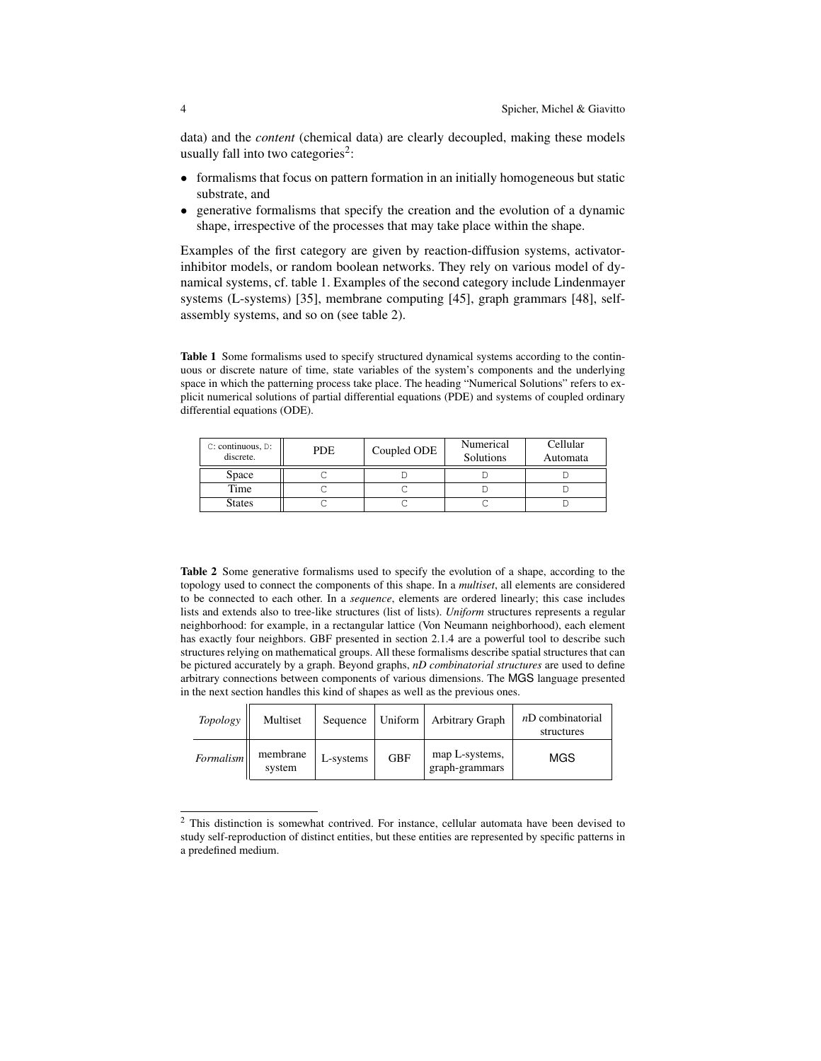data) and the *content* (chemical data) are clearly decoupled, making these models usually fall into two categories[2]:

- formalisms that focus on pattern formation in an initially homogeneous but static substrate, and
- generative formalisms that specify the creation and the evolution of a dynamic shape, irrespective of the processes that may take place within the shape.

Examples of the first category are given by reaction-diffusion systems, activator-inhibitor models, or random boolean networks. They rely on various model of dynamical systems, cf. table 1. Examples of the second category include Lindenmayer systems (L-systems) [35], membrane computing [45], graph grammars [48], self-assembly systems, and so on (see table 2).

**Table 1** Some formalisms used to specify structured dynamical systems according to the continuous or discrete nature of time, state variables of the system's components and the underlying space in which the patterning process take place. The heading "Numerical Solutions" refers to explicit numerical solutions of partial differential equations (PDE) and systems of coupled ordinary differential equations (ODE).

| C: continuous, D: discrete. | PDE | Coupled ODE | Numerical Solutions | Cellular Automata |
|---|---|---|---|---|
| Space | C | D | D | D |
| Time | C | C | D | D |
| States | C | C | C | D |

**Table 2** Some generative formalisms used to specify the evolution of a shape, according to the topology used to connect the components of this shape. In a *multiset*, all elements are considered to be connected to each other. In a *sequence*, elements are ordered linearly; this case includes lists and extends also to tree-like structures (list of lists). *Uniform* structures represents a regular neighborhood: for example, in a rectangular lattice (Von Neumann neighborhood), each element has exactly four neighbors. GBF presented in section 2.1.4 are a powerful tool to describe such structures relying on mathematical groups. All these formalisms describe spatial structures that can be pictured accurately by a graph. Beyond graphs, *nD combinatorial structures* are used to define arbitrary connections between components of various dimensions. The MGS language presented in the next section handles this kind of shapes as well as the previous ones.

| *Topology* | Multiset | Sequence | Uniform | Arbitrary Graph | *n*D combinatorial structures |
|---|---|---|---|---|---|
| *Formalism* | membrane system | L-systems | GBF | map L-systems, graph-grammars | MGS |

[2] This distinction is somewhat contrived. For instance, cellular automata have been devised to study self-reproduction of distinct entities, but these entities are represented by specific patterns in a predefined medium.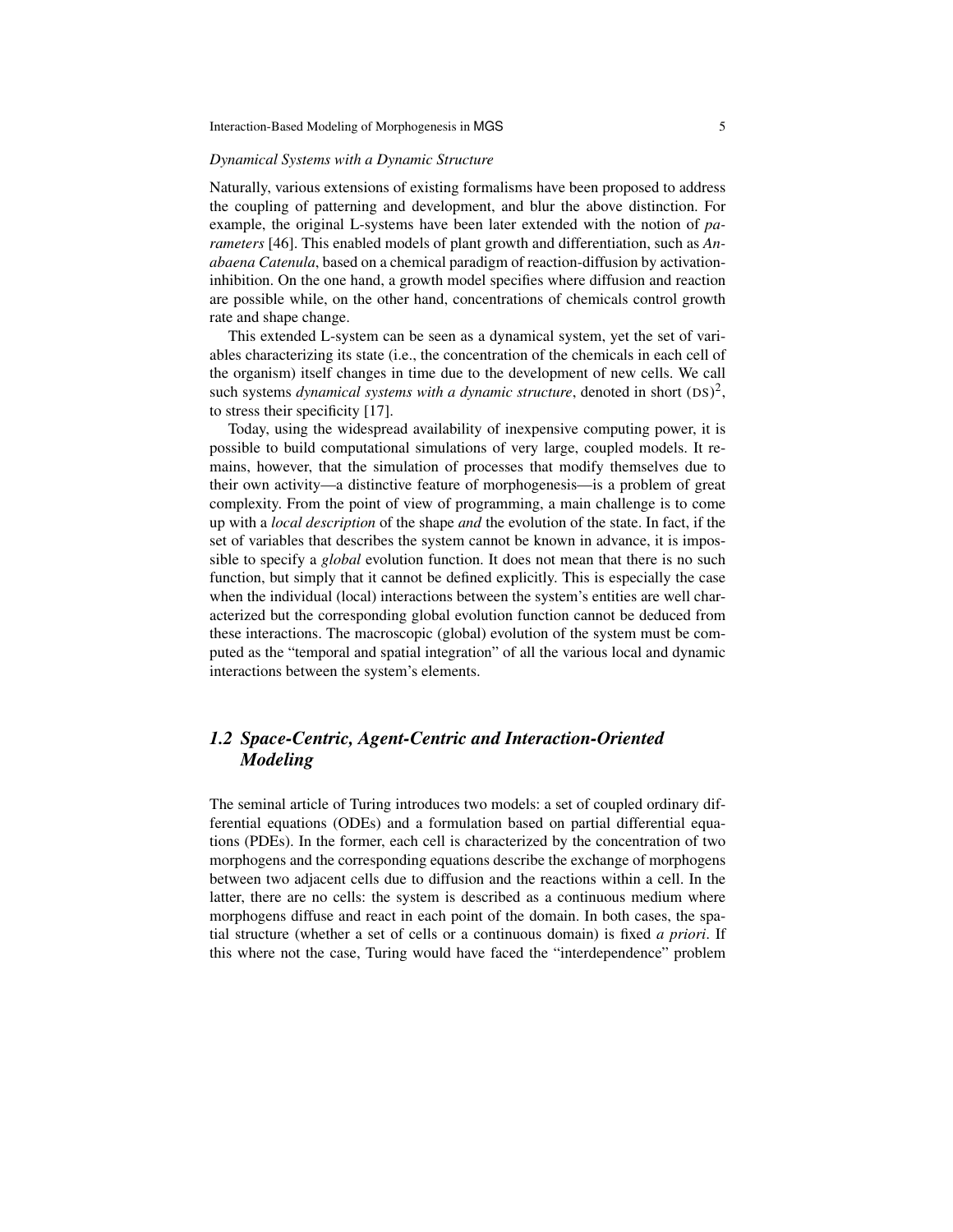*Dynamical Systems with a Dynamic Structure*

Naturally, various extensions of existing formalisms have been proposed to address the coupling of patterning and development, and blur the above distinction. For example, the original L-systems have been later extended with the notion of *parameters* [46]. This enabled models of plant growth and differentiation, such as *Anabaena Catenula*, based on a chemical paradigm of reaction-diffusion by activation-inhibition. On the one hand, a growth model specifies where diffusion and reaction are possible while, on the other hand, concentrations of chemicals control growth rate and shape change.

This extended L-system can be seen as a dynamical system, yet the set of variables characterizing its state (i.e., the concentration of the chemicals in each cell of the organism) itself changes in time due to the development of new cells. We call such systems *dynamical systems with a dynamic structure*, denoted in short $(\text{DS})^2$, to stress their specificity [17].

Today, using the widespread availability of inexpensive computing power, it is possible to build computational simulations of very large, coupled models. It remains, however, that the simulation of processes that modify themselves due to their own activity—a distinctive feature of morphogenesis—is a problem of great complexity. From the point of view of programming, a main challenge is to come up with a *local description* of the shape *and* the evolution of the state. In fact, if the set of variables that describes the system cannot be known in advance, it is impossible to specify a *global* evolution function. It does not mean that there is no such function, but simply that it cannot be defined explicitly. This is especially the case when the individual (local) interactions between the system's entities are well characterized but the corresponding global evolution function cannot be deduced from these interactions. The macroscopic (global) evolution of the system must be computed as the "temporal and spatial integration" of all the various local and dynamic interactions between the system's elements.

## 1.2 Space-Centric, Agent-Centric and Interaction-Oriented Modeling

The seminal article of Turing introduces two models: a set of coupled ordinary differential equations (ODEs) and a formulation based on partial differential equations (PDEs). In the former, each cell is characterized by the concentration of two morphogens and the corresponding equations describe the exchange of morphogens between two adjacent cells due to diffusion and the reactions within a cell. In the latter, there are no cells: the system is described as a continuous medium where morphogens diffuse and react in each point of the domain. In both cases, the spatial structure (whether a set of cells or a continuous domain) is fixed *a priori*. If this where not the case, Turing would have faced the "interdependence" problem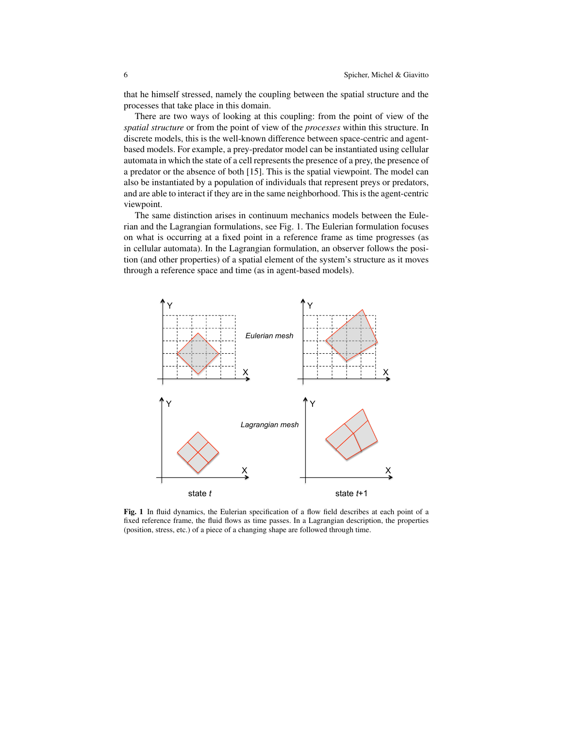that he himself stressed, namely the coupling between the spatial structure and the processes that take place in this domain.

There are two ways of looking at this coupling: from the point of view of the *spatial structure* or from the point of view of the *processes* within this structure. In discrete models, this is the well-known difference between space-centric and agent-based models. For example, a prey-predator model can be instantiated using cellular automata in which the state of a cell represents the presence of a prey, the presence of a predator or the absence of both [15]. This is the spatial viewpoint. The model can also be instantiated by a population of individuals that represent preys or predators, and are able to interact if they are in the same neighborhood. This is the agent-centric viewpoint.

The same distinction arises in continuum mechanics models between the Eulerian and the Lagrangian formulations, see Fig. 1. The Eulerian formulation focuses on what is occurring at a fixed point in a reference frame as time progresses (as in cellular automata). In the Lagrangian formulation, an observer follows the position (and other properties) of a spatial element of the system's structure as it moves through a reference space and time (as in agent-based models).

**Fig. 1** In fluid dynamics, the Eulerian specification of a flow field describes at each point of a fixed reference frame, the fluid flows as time passes. In a Lagrangian description, the properties (position, stress, etc.) of a piece of a changing shape are followed through time.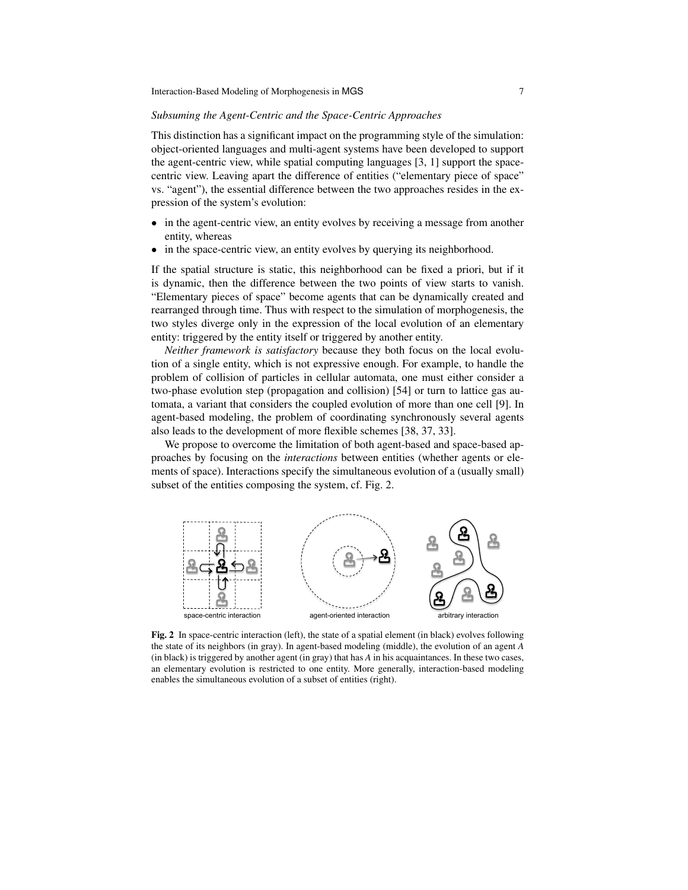*Subsuming the Agent-Centric and the Space-Centric Approaches*

This distinction has a significant impact on the programming style of the simulation: object-oriented languages and multi-agent systems have been developed to support the agent-centric view, while spatial computing languages [3, 1] support the space-centric view. Leaving apart the difference of entities ("elementary piece of space" vs. "agent"), the essential difference between the two approaches resides in the expression of the system's evolution:

- in the agent-centric view, an entity evolves by receiving a message from another entity, whereas
- in the space-centric view, an entity evolves by querying its neighborhood.

If the spatial structure is static, this neighborhood can be fixed a priori, but if it is dynamic, then the difference between the two points of view starts to vanish. "Elementary pieces of space" become agents that can be dynamically created and rearranged through time. Thus with respect to the simulation of morphogenesis, the two styles diverge only in the expression of the local evolution of an elementary entity: triggered by the entity itself or triggered by another entity.

*Neither framework is satisfactory* because they both focus on the local evolution of a single entity, which is not expressive enough. For example, to handle the problem of collision of particles in cellular automata, one must either consider a two-phase evolution step (propagation and collision) [54] or turn to lattice gas automata, a variant that considers the coupled evolution of more than one cell [9]. In agent-based modeling, the problem of coordinating synchronously several agents also leads to the development of more flexible schemes [38, 37, 33].

We propose to overcome the limitation of both agent-based and space-based approaches by focusing on the *interactions* between entities (whether agents or elements of space). Interactions specify the simultaneous evolution of a (usually small) subset of the entities composing the system, cf. Fig. 2.

space-centric interaction

agent-oriented interaction

arbitrary interaction

**Fig. 2** In space-centric interaction (left), the state of a spatial element (in black) evolves following the state of its neighbors (in gray). In agent-based modeling (middle), the evolution of an agent $A$ (in black) is triggered by another agent (in gray) that has $A$ in his acquaintances. In these two cases, an elementary evolution is restricted to one entity. More generally, interaction-based modeling enables the simultaneous evolution of a subset of entities (right).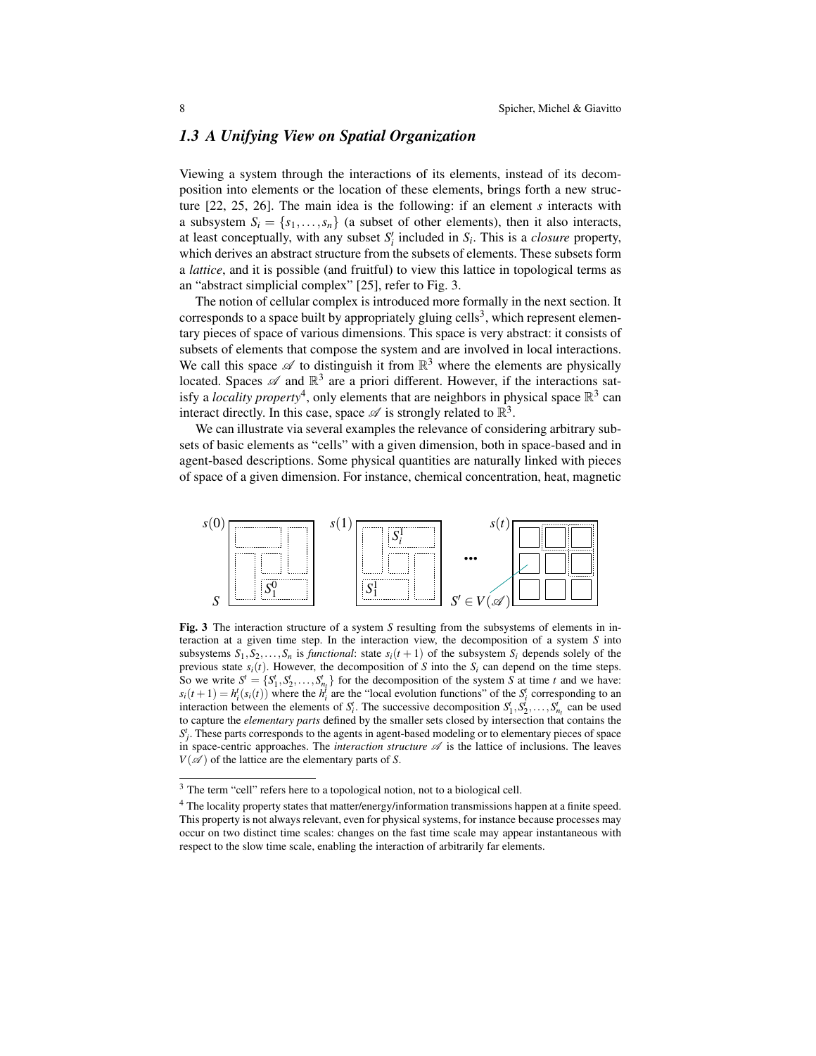### 1.3 A Unifying View on Spatial Organization

Viewing a system through the interactions of its elements, instead of its decomposition into elements or the location of these elements, brings forth a new structure [22, 25, 26]. The main idea is the following: if an element $s$ interacts with a subsystem $S_i = \{s_1, \ldots, s_n\}$ (a subset of other elements), then it also interacts, at least conceptually, with any subset $S_i'$ included in $S_i$. This is a *closure* property, which derives an abstract structure from the subsets of elements. These subsets form a *lattice*, and it is possible (and fruitful) to view this lattice in topological terms as an "abstract simplicial complex" [25], refer to Fig. 3.

The notion of cellular complex is introduced more formally in the next section. It corresponds to a space built by appropriately gluing cells[3], which represent elementary pieces of space of various dimensions. This space is very abstract: it consists of subsets of elements that compose the system and are involved in local interactions. We call this space $\mathscr{A}$ to distinguish it from $\mathbb{R}^3$ where the elements are physically located. Spaces $\mathscr{A}$ and $\mathbb{R}^3$ are a priori different. However, if the interactions satisfy a *locality property*[4], only elements that are neighbors in physical space $\mathbb{R}^3$ can interact directly. In this case, space $\mathscr{A}$ is strongly related to $\mathbb{R}^3$.

We can illustrate via several examples the relevance of considering arbitrary subsets of basic elements as "cells" with a given dimension, both in space-based and in agent-based descriptions. Some physical quantities are naturally linked with pieces of space of a given dimension. For instance, chemical concentration, heat, magnetic

**Fig. 3** The interaction structure of a system $S$ resulting from the subsystems of elements in interaction at a given time step. In the interaction view, the decomposition of a system $S$ into subsystems $S_1, S_2, \ldots, S_n$ is *functional*: state $s_i(t+1)$ of the subsystem $S_i$ depends solely of the previous state $s_i(t)$. However, the decomposition of $S$ into the $S_i$ can depend on the time steps. So we write $S^t = \{S_1^t, S_2^t, \ldots, S_{n_t}^t\}$ for the decomposition of the system $S$ at time $t$ and we have: $s_i(t+1) = h_i^t(s_i(t))$ where the $h_i^t$ are the "local evolution functions" of the $S_i^t$ corresponding to an interaction between the elements of $S_i^t$. The successive decomposition $S_1^t, S_2^t, \ldots, S_{n_t}^t$ can be used to capture the *elementary parts* defined by the smaller sets closed by intersection that contains the $S_j^t$. These parts corresponds to the agents in agent-based modeling or to elementary pieces of space in space-centric approaches. The *interaction structure* $\mathscr{A}$ is the lattice of inclusions. The leaves $V(\mathscr{A})$ of the lattice are the elementary parts of $S$.

[3] The term "cell" refers here to a topological notion, not to a biological cell.

[4] The locality property states that matter/energy/information transmissions happen at a finite speed. This property is not always relevant, even for physical systems, for instance because processes may occur on two distinct time scales: changes on the fast time scale may appear instantaneous with respect to the slow time scale, enabling the interaction of arbitrarily far elements.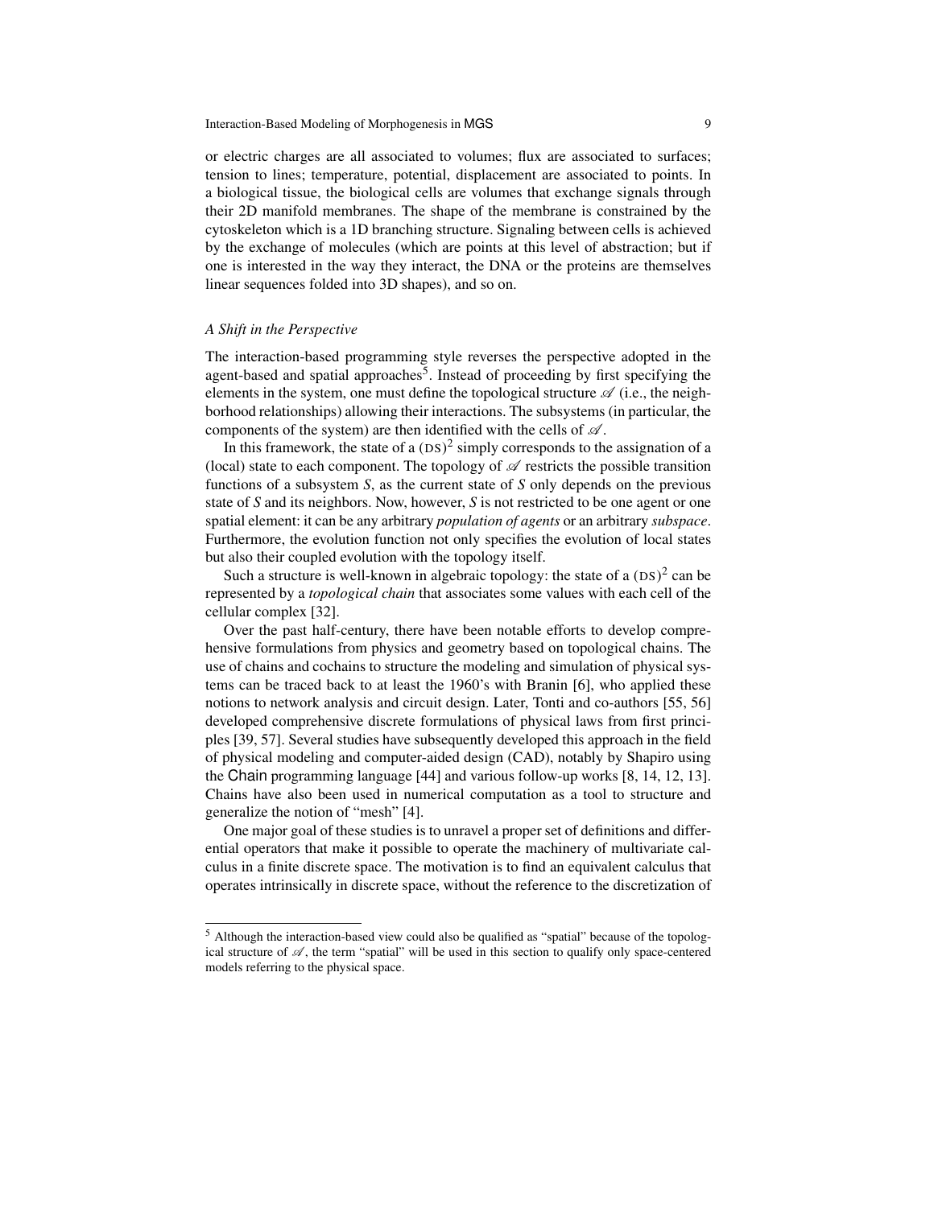or electric charges are all associated to volumes; flux are associated to surfaces; tension to lines; temperature, potential, displacement are associated to points. In a biological tissue, the biological cells are volumes that exchange signals through their 2D manifold membranes. The shape of the membrane is constrained by the cytoskeleton which is a 1D branching structure. Signaling between cells is achieved by the exchange of molecules (which are points at this level of abstraction; but if one is interested in the way they interact, the DNA or the proteins are themselves linear sequences folded into 3D shapes), and so on.

#### *A Shift in the Perspective*

The interaction-based programming style reverses the perspective adopted in the agent-based and spatial approaches[5]. Instead of proceeding by first specifying the elements in the system, one must define the topological structure $\mathscr{A}$ (i.e., the neighborhood relationships) allowing their interactions. The subsystems (in particular, the components of the system) are then identified with the cells of $\mathscr{A}$.

In this framework, the state of a $(\mathrm{DS})^2$ simply corresponds to the assignation of a (local) state to each component. The topology of $\mathscr{A}$ restricts the possible transition functions of a subsystem $S$, as the current state of $S$ only depends on the previous state of $S$ and its neighbors. Now, however, $S$ is not restricted to be one agent or one spatial element: it can be any arbitrary *population of agents* or an arbitrary *subspace*. Furthermore, the evolution function not only specifies the evolution of local states but also their coupled evolution with the topology itself.

Such a structure is well-known in algebraic topology: the state of a $(\mathrm{DS})^2$ can be represented by a *topological chain* that associates some values with each cell of the cellular complex [32].

Over the past half-century, there have been notable efforts to develop comprehensive formulations from physics and geometry based on topological chains. The use of chains and cochains to structure the modeling and simulation of physical systems can be traced back to at least the 1960's with Branin [6], who applied these notions to network analysis and circuit design. Later, Tonti and co-authors [55, 56] developed comprehensive discrete formulations of physical laws from first principles [39, 57]. Several studies have subsequently developed this approach in the field of physical modeling and computer-aided design (CAD), notably by Shapiro using the Chain programming language [44] and various follow-up works [8, 14, 12, 13]. Chains have also been used in numerical computation as a tool to structure and generalize the notion of "mesh" [4].

One major goal of these studies is to unravel a proper set of definitions and differential operators that make it possible to operate the machinery of multivariate calculus in a finite discrete space. The motivation is to find an equivalent calculus that operates intrinsically in discrete space, without the reference to the discretization of

---

[5] Although the interaction-based view could also be qualified as "spatial" because of the topological structure of $\mathscr{A}$, the term "spatial" will be used in this section to qualify only space-centered models referring to the physical space.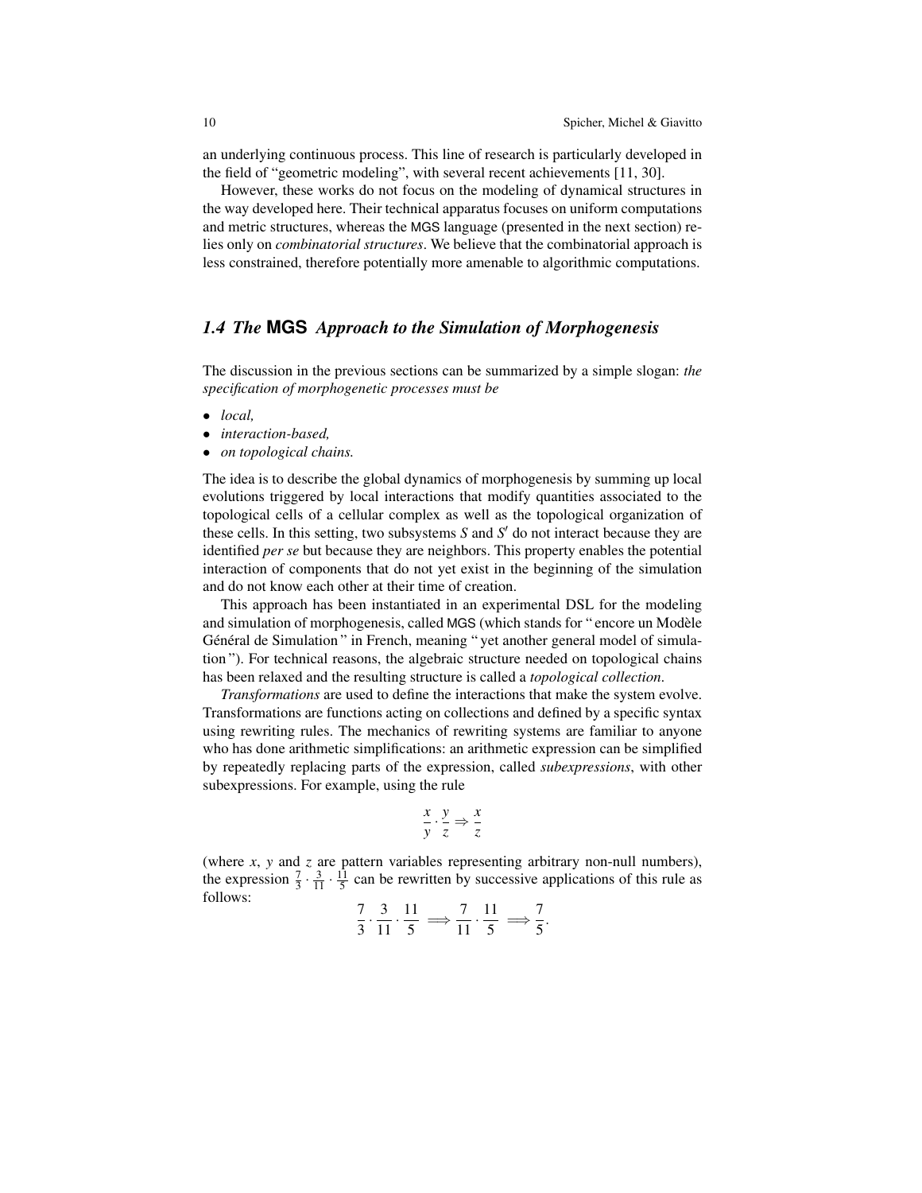an underlying continuous process. This line of research is particularly developed in the field of "geometric modeling", with several recent achievements [11, 30].

However, these works do not focus on the modeling of dynamical structures in the way developed here. Their technical apparatus focuses on uniform computations and metric structures, whereas the MGS language (presented in the next section) relies only on *combinatorial structures*. We believe that the combinatorial approach is less constrained, therefore potentially more amenable to algorithmic computations.

## *1.4 The* **MGS** *Approach to the Simulation of Morphogenesis*

The discussion in the previous sections can be summarized by a simple slogan: *the specification of morphogenetic processes must be*

- *local,*
- *interaction-based,*
- *on topological chains.*

The idea is to describe the global dynamics of morphogenesis by summing up local evolutions triggered by local interactions that modify quantities associated to the topological cells of a cellular complex as well as the topological organization of these cells. In this setting, two subsystems $S$ and $S'$ do not interact because they are identified *per se* but because they are neighbors. This property enables the potential interaction of components that do not yet exist in the beginning of the simulation and do not know each other at their time of creation.

This approach has been instantiated in an experimental DSL for the modeling and simulation of morphogenesis, called MGS (which stands for " encore un Modèle Général de Simulation " in French, meaning " yet another general model of simulation "). For technical reasons, the algebraic structure needed on topological chains has been relaxed and the resulting structure is called a *topological collection*.

*Transformations* are used to define the interactions that make the system evolve. Transformations are functions acting on collections and defined by a specific syntax using rewriting rules. The mechanics of rewriting systems are familiar to anyone who has done arithmetic simplifications: an arithmetic expression can be simplified by repeatedly replacing parts of the expression, called *subexpressions*, with other subexpressions. For example, using the rule

$$\frac{x}{y} \cdot \frac{y}{z} \Rightarrow \frac{x}{z}$$

(where $x$, $y$ and $z$ are pattern variables representing arbitrary non-null numbers), the expression $\frac{7}{3} \cdot \frac{3}{11} \cdot \frac{11}{5}$ can be rewritten by successive applications of this rule as follows:

$$\frac{7}{3} \cdot \frac{3}{11} \cdot \frac{11}{5} \Longrightarrow \frac{7}{11} \cdot \frac{11}{5} \Longrightarrow \frac{7}{5}.$$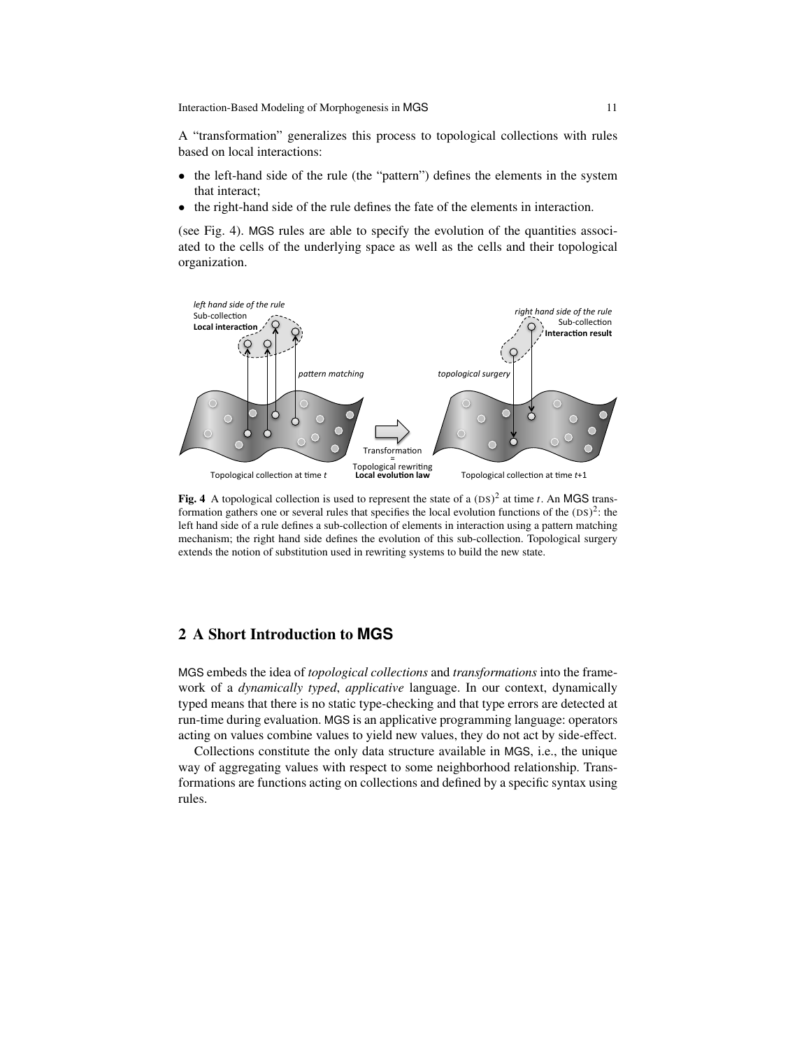A "transformation" generalizes this process to topological collections with rules based on local interactions:

- the left-hand side of the rule (the "pattern") defines the elements in the system that interact;
- the right-hand side of the rule defines the fate of the elements in interaction.

(see Fig. 4). MGS rules are able to specify the evolution of the quantities associated to the cells of the underlying space as well as the cells and their topological organization.

**Fig. 4** A topological collection is used to represent the state of a $(\text{DS})^2$ at time $t$. An MGS transformation gathers one or several rules that specifies the local evolution functions of the $(\text{DS})^2$: the left hand side of a rule defines a sub-collection of elements in interaction using a pattern matching mechanism; the right hand side defines the evolution of this sub-collection. Topological surgery extends the notion of substitution used in rewriting systems to build the new state.

## 2 A Short Introduction to MGS

MGS embeds the idea of *topological collections* and *transformations* into the framework of a *dynamically typed*, *applicative* language. In our context, dynamically typed means that there is no static type-checking and that type errors are detected at run-time during evaluation. MGS is an applicative programming language: operators acting on values combine values to yield new values, they do not act by side-effect.

Collections constitute the only data structure available in MGS, i.e., the unique way of aggregating values with respect to some neighborhood relationship. Transformations are functions acting on collections and defined by a specific syntax using rules.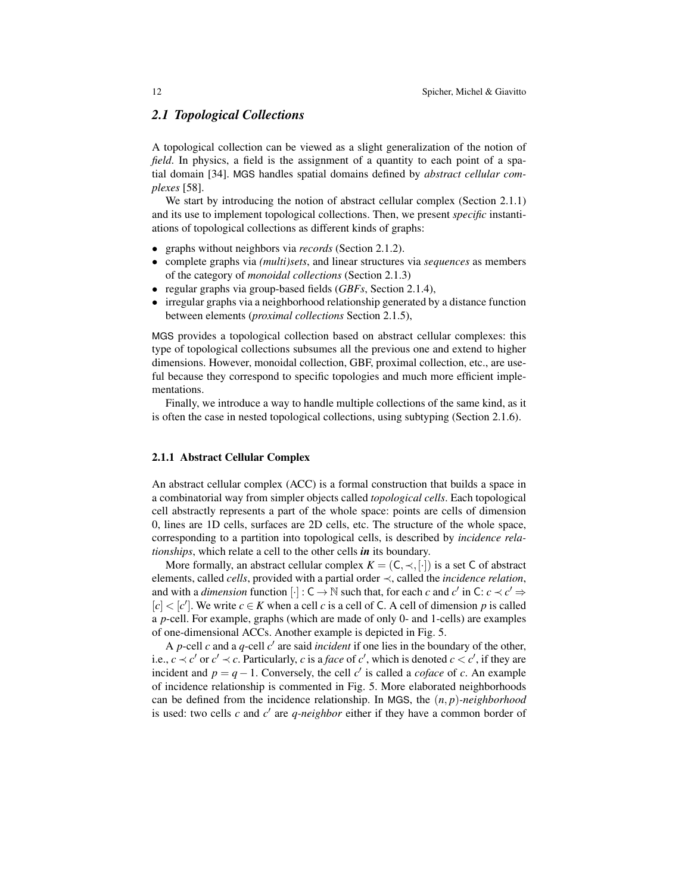## *2.1 Topological Collections*

A topological collection can be viewed as a slight generalization of the notion of *field*. In physics, a field is the assignment of a quantity to each point of a spatial domain [34]. MGS handles spatial domains defined by *abstract cellular complexes* [58].

We start by introducing the notion of abstract cellular complex (Section 2.1.1) and its use to implement topological collections. Then, we present *specific* instantiations of topological collections as different kinds of graphs:

- graphs without neighbors via *records* (Section 2.1.2).
- complete graphs via *(multi)sets*, and linear structures via *sequences* as members of the category of *monoidal collections* (Section 2.1.3)
- regular graphs via group-based fields (*GBFs*, Section 2.1.4),
- irregular graphs via a neighborhood relationship generated by a distance function between elements (*proximal collections* Section 2.1.5),

MGS provides a topological collection based on abstract cellular complexes: this type of topological collections subsumes all the previous one and extend to higher dimensions. However, monoidal collection, GBF, proximal collection, etc., are useful because they correspond to specific topologies and much more efficient implementations.

Finally, we introduce a way to handle multiple collections of the same kind, as it is often the case in nested topological collections, using subtyping (Section 2.1.6).

### 2.1.1 Abstract Cellular Complex

An abstract cellular complex (ACC) is a formal construction that builds a space in a combinatorial way from simpler objects called *topological cells*. Each topological cell abstractly represents a part of the whole space: points are cells of dimension 0, lines are 1D cells, surfaces are 2D cells, etc. The structure of the whole space, corresponding to a partition into topological cells, is described by *incidence relationships*, which relate a cell to the other cells ***in*** its boundary.

More formally, an abstract cellular complex $K = (\mathsf{C}, \prec, [\cdot])$ is a set $\mathsf{C}$ of abstract elements, called *cells*, provided with a partial order $\prec$, called the *incidence relation*, and with a *dimension* function $[\cdot] : \mathsf{C} \to \mathbb{N}$ such that, for each $c$ and $c'$ in $\mathsf{C}$: $c \prec c' \Rightarrow [c] < [c']$. We write $c \in K$ when a cell $c$ is a cell of $\mathsf{C}$. A cell of dimension $p$ is called a $p$-cell. For example, graphs (which are made of only 0- and 1-cells) are examples of one-dimensional ACCs. Another example is depicted in Fig. 5.

A $p$-cell $c$ and a $q$-cell $c'$ are said *incident* if one lies in the boundary of the other, i.e., $c \prec c'$ or $c' \prec c$. Particularly, $c$ is a *face* of $c'$, which is denoted $c < c'$, if they are incident and $p = q - 1$. Conversely, the cell $c'$ is called a *coface* of $c$. An example of incidence relationship is commented in Fig. 5. More elaborated neighborhoods can be defined from the incidence relationship. In MGS, the $(n, p)$-*neighborhood* is used: two cells $c$ and $c'$ are $q$-*neighbor* either if they have a common border of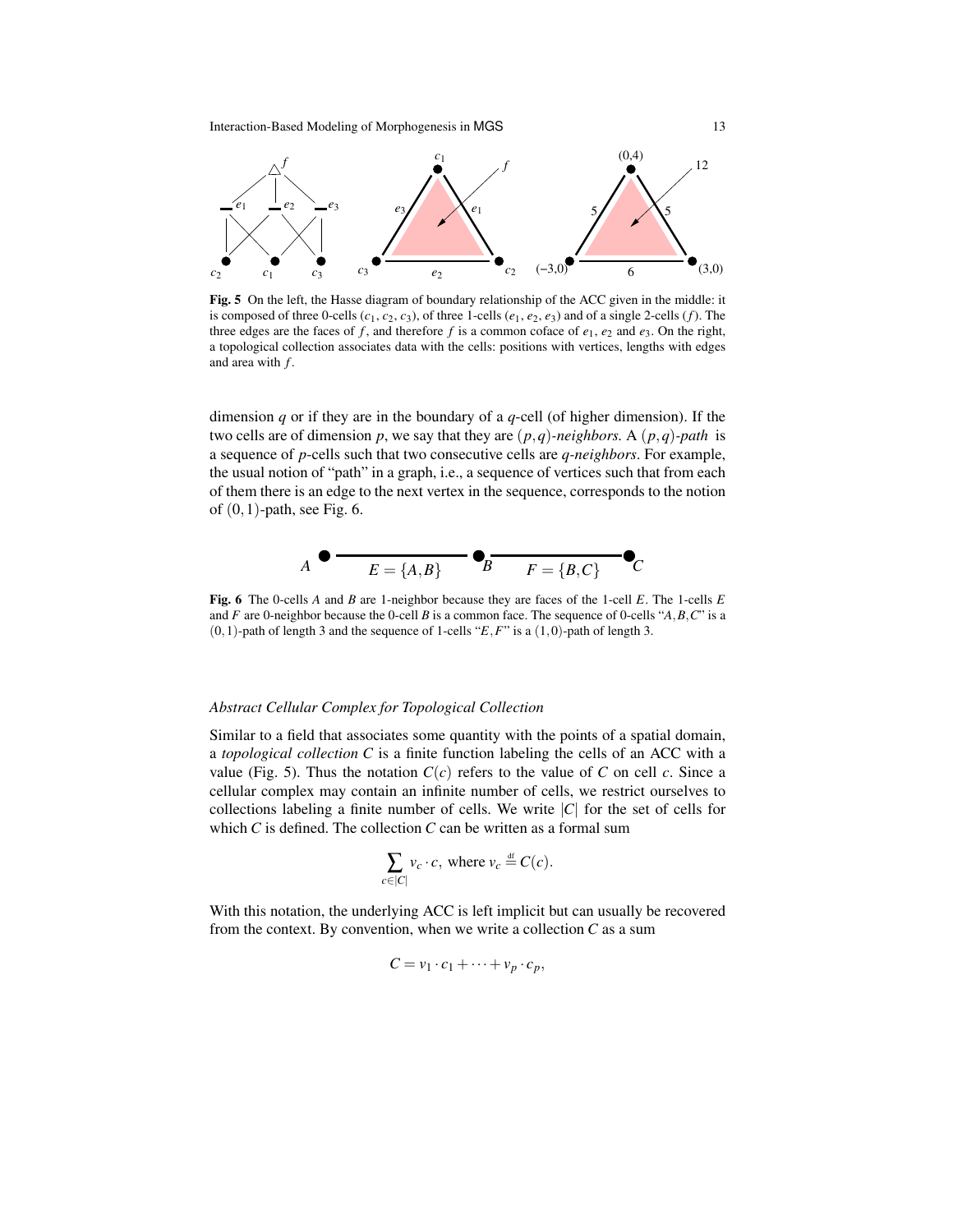**Fig. 5** On the left, the Hasse diagram of boundary relationship of the ACC given in the middle: it is composed of three 0-cells ($c_1$, $c_2$, $c_3$), of three 1-cells ($e_1$, $e_2$, $e_3$) and of a single 2-cells ($f$). The three edges are the faces of $f$, and therefore $f$ is a common coface of $e_1$, $e_2$ and $e_3$. On the right, a topological collection associates data with the cells: positions with vertices, lengths with edges and area with $f$.

dimension $q$ or if they are in the boundary of a $q$-cell (of higher dimension). If the two cells are of dimension $p$, we say that they are $(p,q)$-*neighbors*. A $(p,q)$-*path* is a sequence of $p$-cells such that two consecutive cells are $q$-*neighbors*. For example, the usual notion of "path" in a graph, i.e., a sequence of vertices such that from each of them there is an edge to the next vertex in the sequence, corresponds to the notion of $(0,1)$-path, see Fig. 6.

**Fig. 6** The 0-cells $A$ and $B$ are 1-neighbor because they are faces of the 1-cell $E$. The 1-cells $E$ and $F$ are 0-neighbor because the 0-cell $B$ is a common face. The sequence of 0-cells "$A,B,C$" is a $(0,1)$-path of length 3 and the sequence of 1-cells "$E,F$" is a $(1,0)$-path of length 3.

#### *Abstract Cellular Complex for Topological Collection*

Similar to a field that associates some quantity with the points of a spatial domain, a *topological collection* $C$ is a finite function labeling the cells of an ACC with a value (Fig. 5). Thus the notation $C(c)$ refers to the value of $C$ on cell $c$. Since a cellular complex may contain an infinite number of cells, we restrict ourselves to collections labeling a finite number of cells. We write $|C|$ for the set of cells for which $C$ is defined. The collection $C$ can be written as a formal sum

$$\sum_{c \in |C|} v_c \cdot c, \text{ where } v_c \stackrel{\text{df}}{=} C(c).$$

With this notation, the underlying ACC is left implicit but can usually be recovered from the context. By convention, when we write a collection $C$ as a sum

$$C = v_1 \cdot c_1 + \cdots + v_p \cdot c_p,$$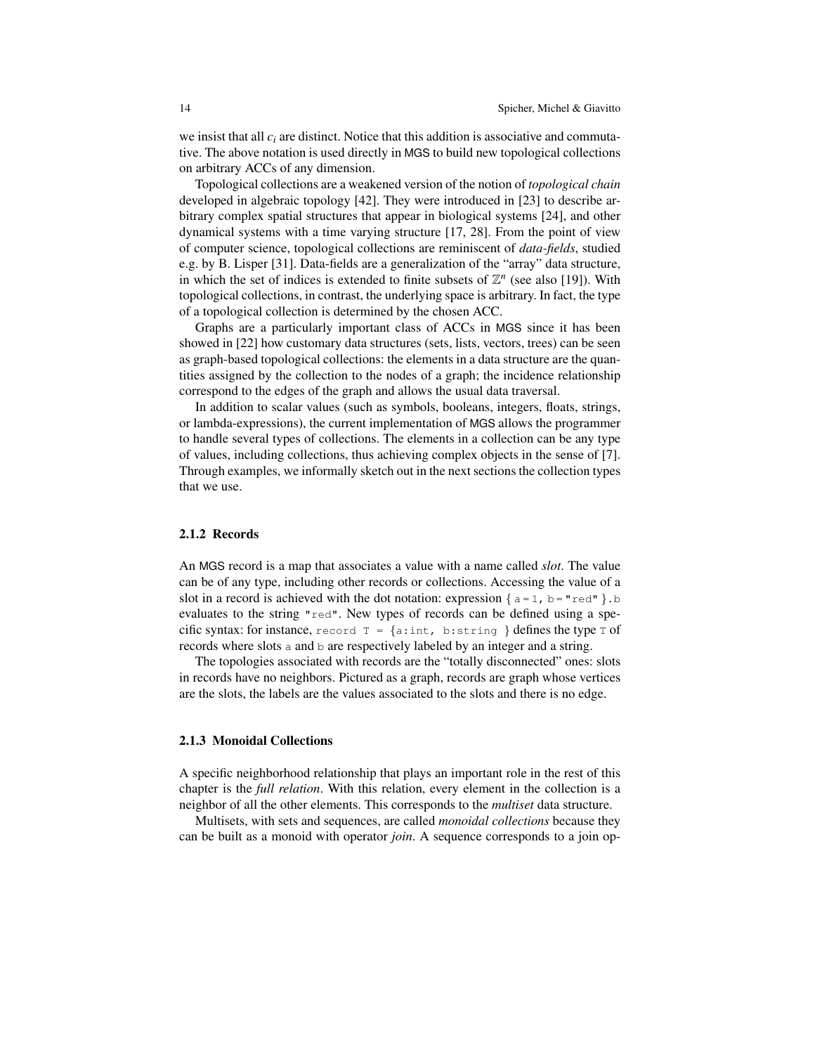we insist that all $c_i$ are distinct. Notice that this addition is associative and commutative. The above notation is used directly in MGS to build new topological collections on arbitrary ACCs of any dimension.

Topological collections are a weakened version of the notion of *topological chain* developed in algebraic topology [42]. They were introduced in [23] to describe arbitrary complex spatial structures that appear in biological systems [24], and other dynamical systems with a time varying structure [17, 28]. From the point of view of computer science, topological collections are reminiscent of *data-fields*, studied e.g. by B. Lisper [31]. Data-fields are a generalization of the "array" data structure, in which the set of indices is extended to finite subsets of $\mathbb{Z}^n$ (see also [19]). With topological collections, in contrast, the underlying space is arbitrary. In fact, the type of a topological collection is determined by the chosen ACC.

Graphs are a particularly important class of ACCs in MGS since it has been showed in [22] how customary data structures (sets, lists, vectors, trees) can be seen as graph-based topological collections: the elements in a data structure are the quantities assigned by the collection to the nodes of a graph; the incidence relationship correspond to the edges of the graph and allows the usual data traversal.

In addition to scalar values (such as symbols, booleans, integers, floats, strings, or lambda-expressions), the current implementation of MGS allows the programmer to handle several types of collections. The elements in a collection can be any type of values, including collections, thus achieving complex objects in the sense of [7]. Through examples, we informally sketch out in the next sections the collection types that we use.

### 2.1.2 Records

An MGS record is a map that associates a value with a name called *slot*. The value can be of any type, including other records or collections. Accessing the value of a slot in a record is achieved with the dot notation: expression `{ a = 1, b = "red" }.b` evaluates to the string `"red"`. New types of records can be defined using a specific syntax: for instance, `record T = {a:int, b:string }` defines the type `T` of records where slots `a` and `b` are respectively labeled by an integer and a string.

The topologies associated with records are the "totally disconnected" ones: slots in records have no neighbors. Pictured as a graph, records are graph whose vertices are the slots, the labels are the values associated to the slots and there is no edge.

### 2.1.3 Monoidal Collections

A specific neighborhood relationship that plays an important role in the rest of this chapter is the *full relation*. With this relation, every element in the collection is a neighbor of all the other elements. This corresponds to the *multiset* data structure.

Multisets, with sets and sequences, are called *monoidal collections* because they can be built as a monoid with operator *join*. A sequence corresponds to a join op-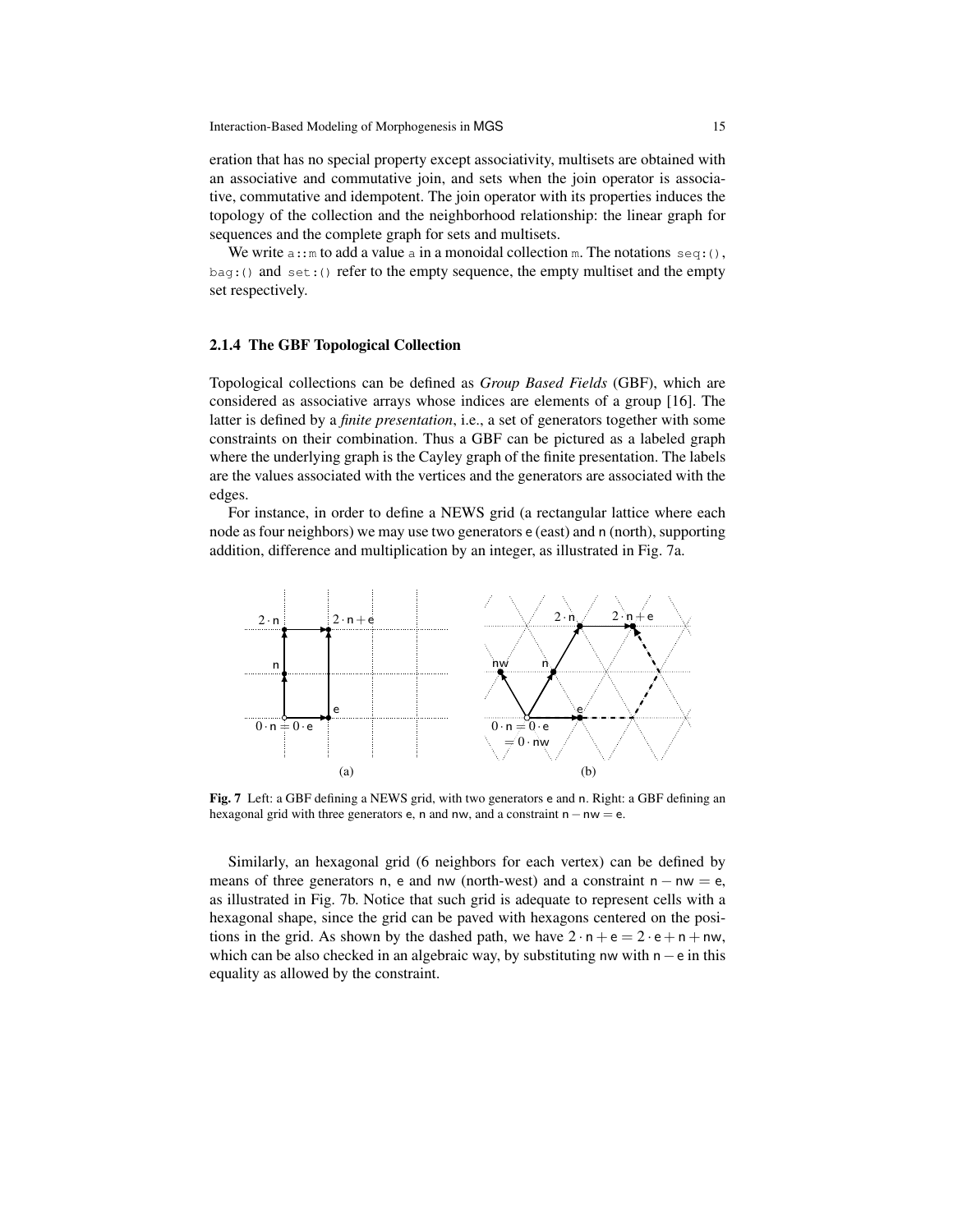eration that has no special property except associativity, multisets are obtained with an associative and commutative join, and sets when the join operator is associative, commutative and idempotent. The join operator with its properties induces the topology of the collection and the neighborhood relationship: the linear graph for sequences and the complete graph for sets and multisets.

We write `a::m` to add a value `a` in a monoidal collection `m`. The notations `seq:()`, `bag:()` and `set:()` refer to the empty sequence, the empty multiset and the empty set respectively.

### 2.1.4 The GBF Topological Collection

Topological collections can be defined as *Group Based Fields* (GBF), which are considered as associative arrays whose indices are elements of a group [16]. The latter is defined by a *finite presentation*, i.e., a set of generators together with some constraints on their combination. Thus a GBF can be pictured as a labeled graph where the underlying graph is the Cayley graph of the finite presentation. The labels are the values associated with the vertices and the generators are associated with the edges.

For instance, in order to define a NEWS grid (a rectangular lattice where each node as four neighbors) we may use two generators e (east) and n (north), supporting addition, difference and multiplication by an integer, as illustrated in Fig. 7a.

**Fig. 7** Left: a GBF defining a NEWS grid, with two generators e and n. Right: a GBF defining an hexagonal grid with three generators e, n and nw, and a constraint $\mathsf{n} - \mathsf{nw} = \mathsf{e}$.

Similarly, an hexagonal grid (6 neighbors for each vertex) can be defined by means of three generators n, e and nw (north-west) and a constraint $\mathsf{n} - \mathsf{nw} = \mathsf{e}$, as illustrated in Fig. 7b. Notice that such grid is adequate to represent cells with a hexagonal shape, since the grid can be paved with hexagons centered on the positions in the grid. As shown by the dashed path, we have $2 \cdot \mathsf{n} + \mathsf{e} = 2 \cdot \mathsf{e} + \mathsf{n} + \mathsf{nw}$, which can be also checked in an algebraic way, by substituting nw with $\mathsf{n} - \mathsf{e}$ in this equality as allowed by the constraint.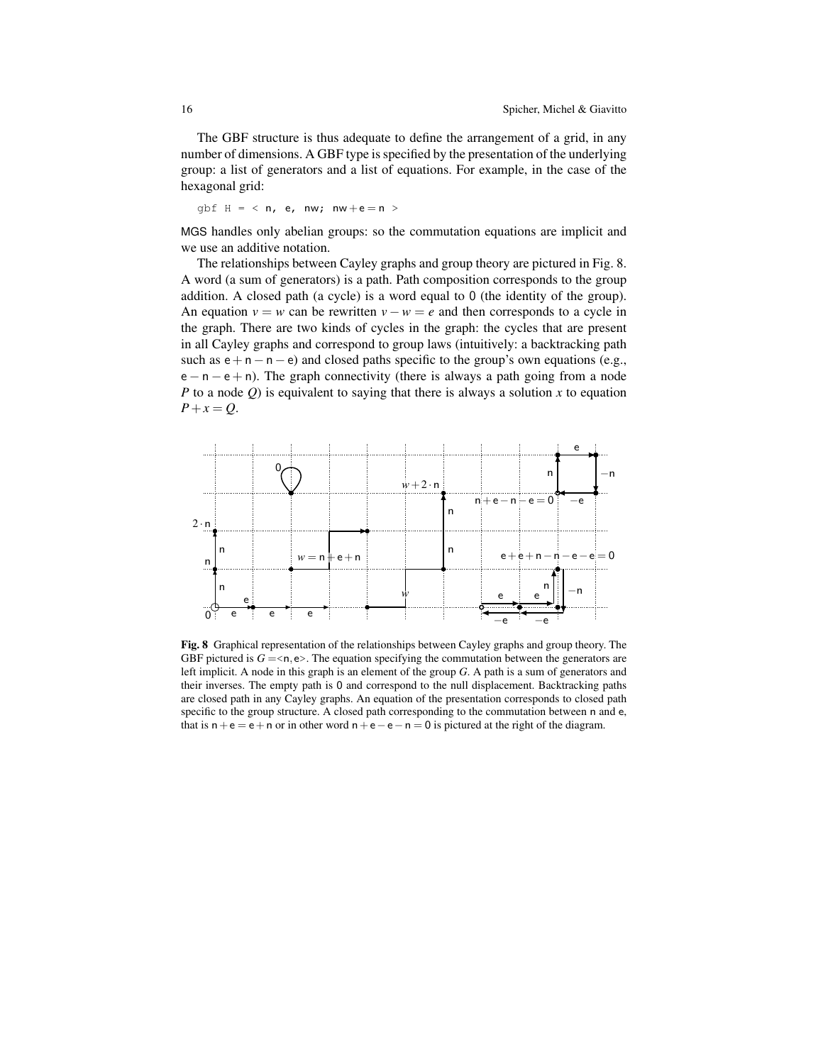The GBF structure is thus adequate to define the arrangement of a grid, in any number of dimensions. A GBF type is specified by the presentation of the underlying group: a list of generators and a list of equations. For example, in the case of the hexagonal grid:

```
gbf H = < n, e, nw; nw+e=n >
```

MGS handles only abelian groups: so the commutation equations are implicit and we use an additive notation.

The relationships between Cayley graphs and group theory are pictured in Fig. 8. A word (a sum of generators) is a path. Path composition corresponds to the group addition. A closed path (a cycle) is a word equal to 0 (the identity of the group). An equation $v = w$ can be rewritten $v - w = e$ and then corresponds to a cycle in the graph. There are two kinds of cycles in the graph: the cycles that are present in all Cayley graphs and correspond to group laws (intuitively: a backtracking path such as $\mathsf{e} + \mathsf{n} - \mathsf{n} - \mathsf{e}$) and closed paths specific to the group's own equations (e.g., $\mathsf{e} - \mathsf{n} - \mathsf{e} + \mathsf{n}$). The graph connectivity (there is always a path going from a node $P$ to a node $Q$) is equivalent to saying that there is always a solution $x$ to equation $P + x = Q$.

**Fig. 8** Graphical representation of the relationships between Cayley graphs and group theory. The GBF pictured is $G = <\mathsf{n}, \mathsf{e}>$. The equation specifying the commutation between the generators are left implicit. A node in this graph is an element of the group $G$. A path is a sum of generators and their inverses. The empty path is 0 and correspond to the null displacement. Backtracking paths are closed path in any Cayley graphs. An equation of the presentation corresponds to closed path specific to the group structure. A closed path corresponding to the commutation between n and e, that is $\mathsf{n} + \mathsf{e} = \mathsf{e} + \mathsf{n}$ or in other word $\mathsf{n} + \mathsf{e} - \mathsf{e} - \mathsf{n} = 0$ is pictured at the right of the diagram.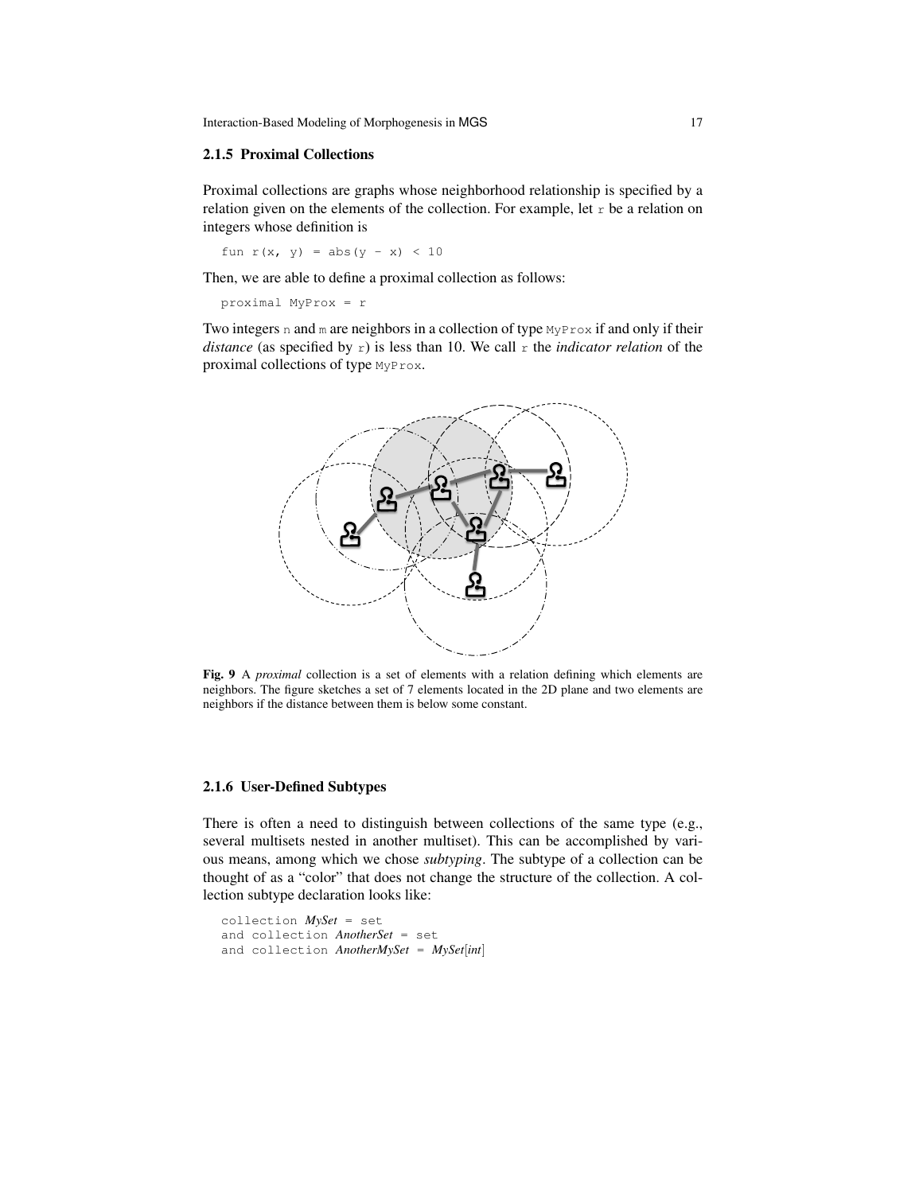### 2.1.5 Proximal Collections

Proximal collections are graphs whose neighborhood relationship is specified by a relation given on the elements of the collection. For example, let `r` be a relation on integers whose definition is

```
fun r(x, y) = abs(y - x) < 10
```

Then, we are able to define a proximal collection as follows:

```
proximal MyProx = r
```

Two integers `n` and `m` are neighbors in a collection of type `MyProx` if and only if their *distance* (as specified by `r`) is less than 10. We call `r` the *indicator relation* of the proximal collections of type `MyProx`.

**Fig. 9** A *proximal* collection is a set of elements with a relation defining which elements are neighbors. The figure sketches a set of 7 elements located in the 2D plane and two elements are neighbors if the distance between them is below some constant.

### 2.1.6 User-Defined Subtypes

There is often a need to distinguish between collections of the same type (e.g., several multisets nested in another multiset). This can be accomplished by various means, among which we chose *subtyping*. The subtype of a collection can be thought of as a "color" that does not change the structure of the collection. A collection subtype declaration looks like:

```
collection MySet = set
and collection AnotherSet = set
and collection AnotherMySet = MySet[int]
```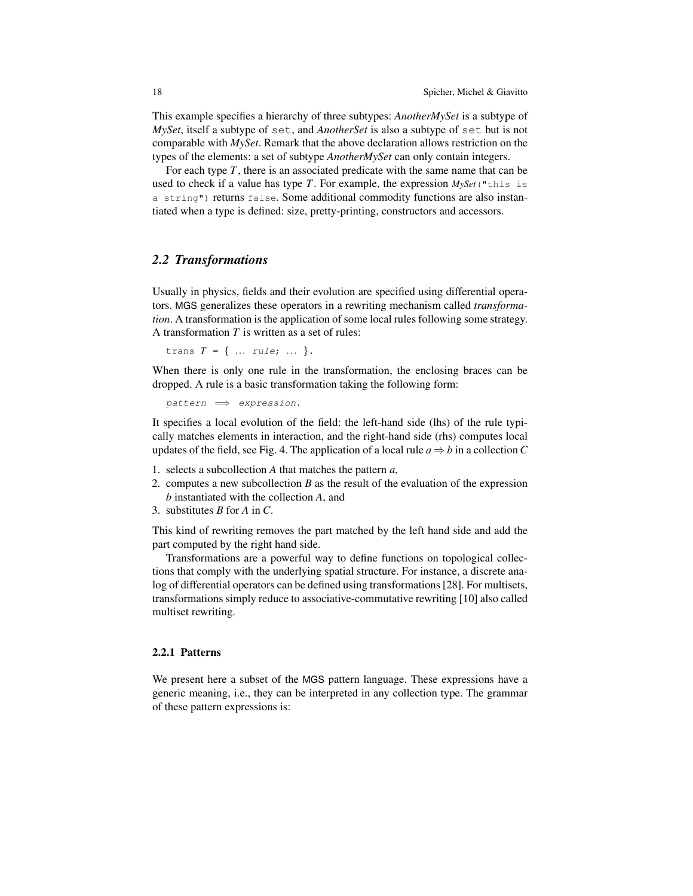This example specifies a hierarchy of three subtypes: *AnotherMySet* is a subtype of *MySet*, itself a subtype of `set`, and *AnotherSet* is also a subtype of `set` but is not comparable with *MySet*. Remark that the above declaration allows restriction on the types of the elements: a set of subtype *AnotherMySet* can only contain integers.

For each type $T$, there is an associated predicate with the same name that can be used to check if a value has type $T$. For example, the expression *MySet*`("this is a string")` returns `false`. Some additional commodity functions are also instantiated when a type is defined: size, pretty-printing, constructors and accessors.

## 2.2 Transformations

Usually in physics, fields and their evolution are specified using differential operators. MGS generalizes these operators in a rewriting mechanism called *transformation*. A transformation is the application of some local rules following some strategy. A transformation $T$ is written as a set of rules:

```
trans T = { ... rule; ... }.
```

When there is only one rule in the transformation, the enclosing braces can be dropped. A rule is a basic transformation taking the following form:

```
pattern ⟹ expression.
```

It specifies a local evolution of the field: the left-hand side (lhs) of the rule typically matches elements in interaction, and the right-hand side (rhs) computes local updates of the field, see Fig. 4. The application of a local rule $a \Rightarrow b$ in a collection $C$

1. selects a subcollection $A$ that matches the pattern $a$,
2. computes a new subcollection $B$ as the result of the evaluation of the expression $b$ instantiated with the collection $A$, and
3. substitutes $B$ for $A$ in $C$.

This kind of rewriting removes the part matched by the left hand side and add the part computed by the right hand side.

Transformations are a powerful way to define functions on topological collections that comply with the underlying spatial structure. For instance, a discrete analog of differential operators can be defined using transformations [28]. For multisets, transformations simply reduce to associative-commutative rewriting [10] also called multiset rewriting.

### 2.2.1 Patterns

We present here a subset of the MGS pattern language. These expressions have a generic meaning, i.e., they can be interpreted in any collection type. The grammar of these pattern expressions is: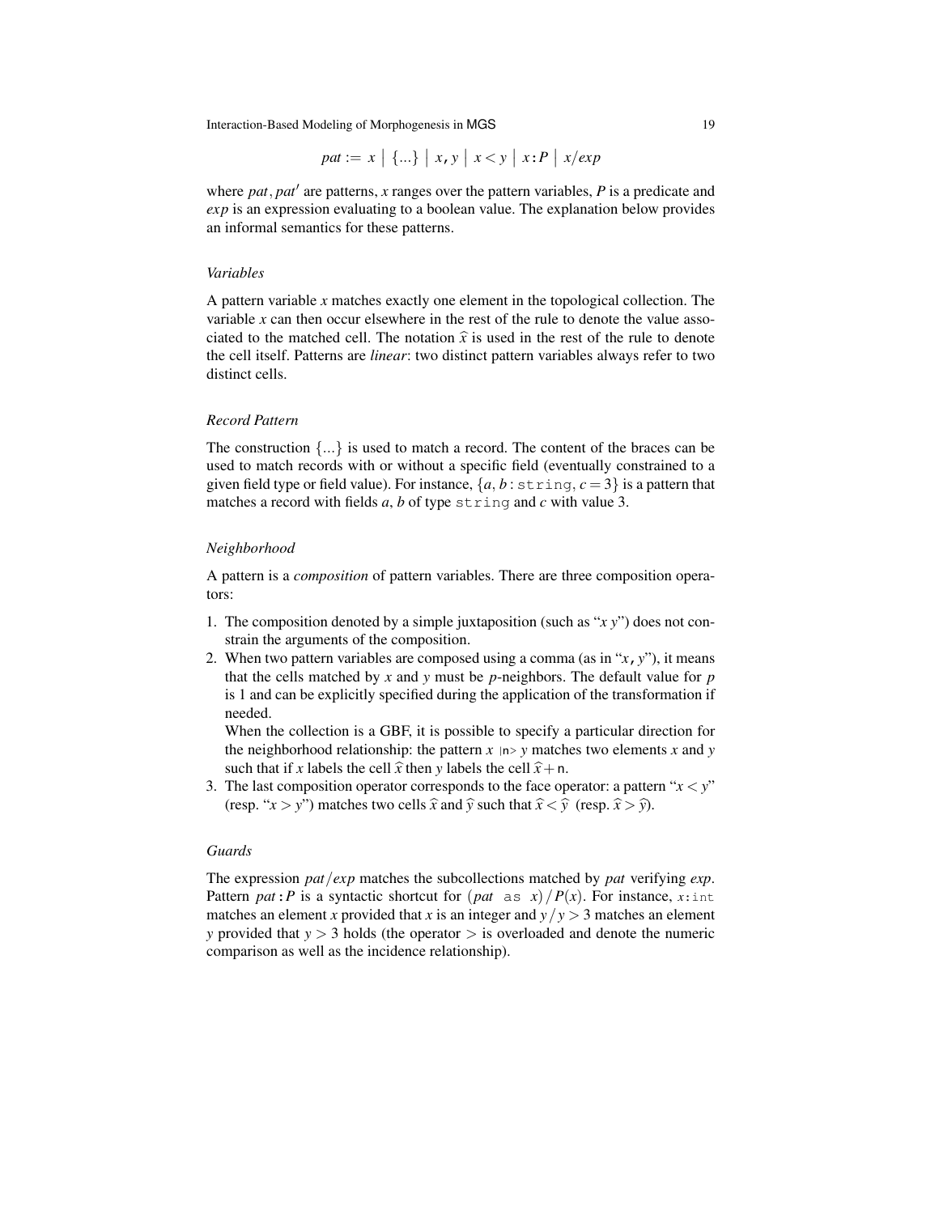$$pat := x \mid \{...\} \mid x\texttt{,}y \mid x < y \mid x\texttt{:}P \mid x/exp$$

where $pat, pat'$ are patterns, $x$ ranges over the pattern variables, $P$ is a predicate and $exp$ is an expression evaluating to a boolean value. The explanation below provides an informal semantics for these patterns.

### *Variables*

A pattern variable $x$ matches exactly one element in the topological collection. The variable $x$ can then occur elsewhere in the rest of the rule to denote the value associated to the matched cell. The notation $\widehat{x}$ is used in the rest of the rule to denote the cell itself. Patterns are *linear*: two distinct pattern variables always refer to two distinct cells.

### *Record Pattern*

The construction $\{...\}$ is used to match a record. The content of the braces can be used to match records with or without a specific field (eventually constrained to a given field type or field value). For instance, $\{a, b : \texttt{string}, c = 3\}$ is a pattern that matches a record with fields $a$, $b$ of type `string` and $c$ with value 3.

### *Neighborhood*

A pattern is a *composition* of pattern variables. There are three composition operators:

1. The composition denoted by a simple juxtaposition (such as "$x\ y$") does not constrain the arguments of the composition.
2. When two pattern variables are composed using a comma (as in "$x\texttt{,}y$"), it means that the cells matched by $x$ and $y$ must be $p$-neighbors. The default value for $p$ is 1 and can be explicitly specified during the application of the transformation if needed.
   When the collection is a GBF, it is possible to specify a particular direction for the neighborhood relationship: the pattern $x$ |n> $y$ matches two elements $x$ and $y$ such that if $x$ labels the cell $\widehat{x}$ then $y$ labels the cell $\widehat{x} + \mathsf{n}$.
3. The last composition operator corresponds to the face operator: a pattern "$x < y$" (resp. "$x > y$") matches two cells $\widehat{x}$ and $\widehat{y}$ such that $\widehat{x} < \widehat{y}$ (resp. $\widehat{x} > \widehat{y}$).

### *Guards*

The expression $pat/exp$ matches the subcollections matched by $pat$ verifying $exp$. Pattern $pat\texttt{:}P$ is a syntactic shortcut for $(pat\ \ \texttt{as}\ \ x)\,/\,P(x)$. For instance, $x$`:int` matches an element $x$ provided that $x$ is an integer and $y\,/\,y > 3$ matches an element $y$ provided that $y > 3$ holds (the operator $>$ is overloaded and denote the numeric comparison as well as the incidence relationship).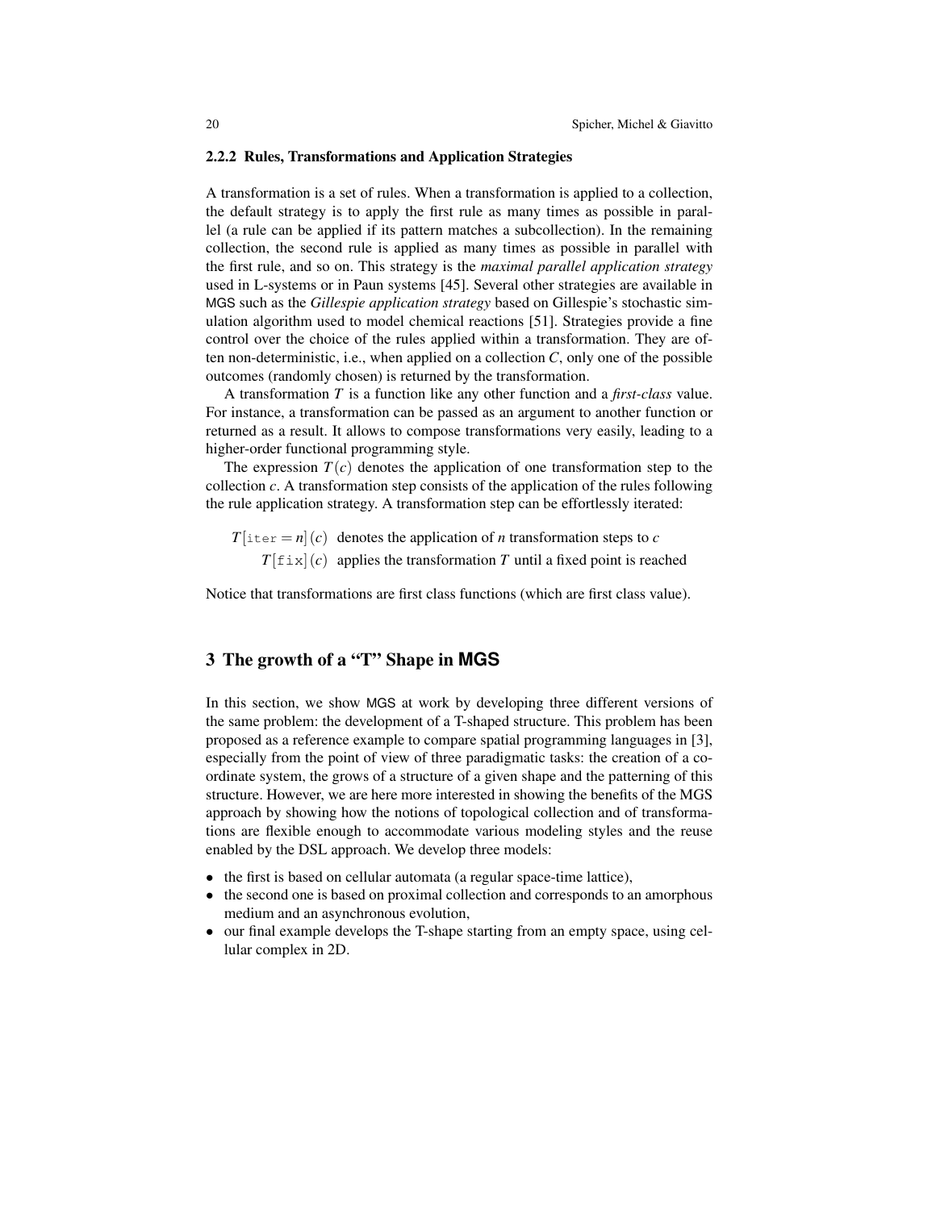#### 2.2.2 Rules, Transformations and Application Strategies

A transformation is a set of rules. When a transformation is applied to a collection, the default strategy is to apply the first rule as many times as possible in parallel (a rule can be applied if its pattern matches a subcollection). In the remaining collection, the second rule is applied as many times as possible in parallel with the first rule, and so on. This strategy is the *maximal parallel application strategy* used in L-systems or in Paun systems [45]. Several other strategies are available in MGS such as the *Gillespie application strategy* based on Gillespie's stochastic simulation algorithm used to model chemical reactions [51]. Strategies provide a fine control over the choice of the rules applied within a transformation. They are often non-deterministic, i.e., when applied on a collection $C$, only one of the possible outcomes (randomly chosen) is returned by the transformation.

A transformation $T$ is a function like any other function and a *first-class* value. For instance, a transformation can be passed as an argument to another function or returned as a result. It allows to compose transformations very easily, leading to a higher-order functional programming style.

The expression $T(c)$ denotes the application of one transformation step to the collection $c$. A transformation step consists of the application of the rules following the rule application strategy. A transformation step can be effortlessly iterated:

$T[\texttt{iter} = n](c)$ denotes the application of $n$ transformation steps to $c$

$T[\texttt{fix}](c)$ applies the transformation $T$ until a fixed point is reached

Notice that transformations are first class functions (which are first class value).

## 3 The growth of a "T" Shape in MGS

In this section, we show MGS at work by developing three different versions of the same problem: the development of a T-shaped structure. This problem has been proposed as a reference example to compare spatial programming languages in [3], especially from the point of view of three paradigmatic tasks: the creation of a coordinate system, the grows of a structure of a given shape and the patterning of this structure. However, we are here more interested in showing the benefits of the MGS approach by showing how the notions of topological collection and of transformations are flexible enough to accommodate various modeling styles and the reuse enabled by the DSL approach. We develop three models:

- the first is based on cellular automata (a regular space-time lattice),
- the second one is based on proximal collection and corresponds to an amorphous medium and an asynchronous evolution,
- our final example develops the T-shape starting from an empty space, using cellular complex in 2D.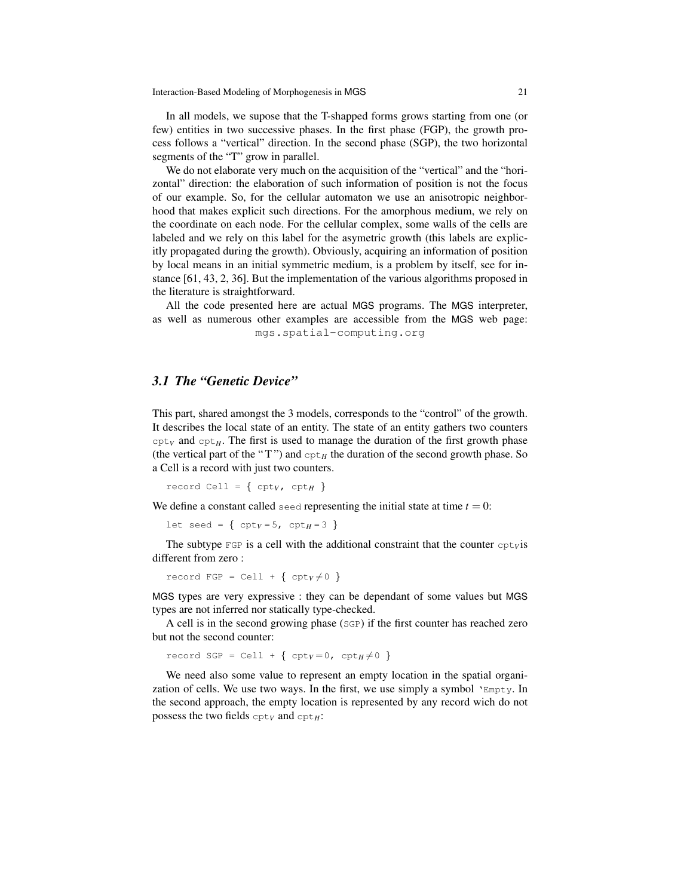In all models, we supose that the T-shapped forms grows starting from one (or few) entities in two successive phases. In the first phase (FGP), the growth process follows a "vertical" direction. In the second phase (SGP), the two horizontal segments of the "T" grow in parallel.

We do not elaborate very much on the acquisition of the "vertical" and the "horizontal" direction: the elaboration of such information of position is not the focus of our example. So, for the cellular automaton we use an anisotropic neighborhood that makes explicit such directions. For the amorphous medium, we rely on the coordinate on each node. For the cellular complex, some walls of the cells are labeled and we rely on this label for the asymetric growth (this labels are explicitly propagated during the growth). Obviously, acquiring an information of position by local means in an initial symmetric medium, is a problem by itself, see for instance [61, 43, 2, 36]. But the implementation of the various algorithms proposed in the literature is straightforward.

All the code presented here are actual MGS programs. The MGS interpreter, as well as numerous other examples are accessible from the MGS web page: mgs.spatial-computing.org

### *3.1 The "Genetic Device"*

This part, shared amongst the 3 models, corresponds to the "control" of the growth. It describes the local state of an entity. The state of an entity gathers two counters $\mathtt{cpt}_V$ and $\mathtt{cpt}_H$. The first is used to manage the duration of the first growth phase (the vertical part of the "T") and $\mathtt{cpt}_H$ the duration of the second growth phase. So a Cell is a record with just two counters.

```
record Cell = { cptV, cptH }
```

We define a constant called `seed` representing the initial state at time $t = 0$:

```
let seed = { cptV = 5, cptH = 3 }
```

The subtype `FGP` is a cell with the additional constraint that the counter $\mathtt{cpt}_V$is different from zero :

```
record FGP = Cell + { cptV ≠ 0 }
```

MGS types are very expressive : they can be dependant of some values but MGS types are not inferred nor statically type-checked.

A cell is in the second growing phase (`SGP`) if the first counter has reached zero but not the second counter:

```
record SGP = Cell + { cptV = 0, cptH ≠ 0 }
```

We need also some value to represent an empty location in the spatial organization of cells. We use two ways. In the first, we use simply a symbol `` `Empty ``. In the second approach, the empty location is represented by any record wich do not possess the two fields $\mathtt{cpt}_V$ and $\mathtt{cpt}_H$: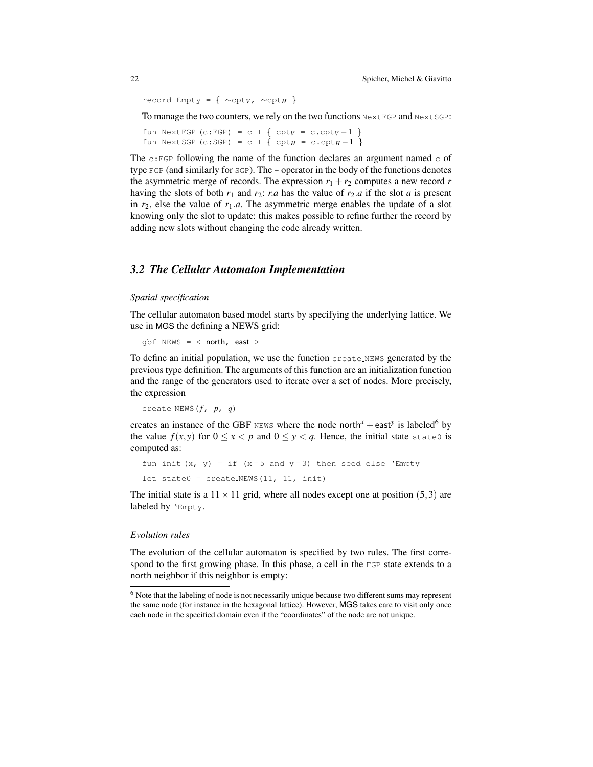```
record Empty = { ~cpt_V, ~cpt_H }
```

To manage the two counters, we rely on the two functions `NextFGP` and `NextSGP`:

```
fun NextFGP (c:FGP) = c + { cpt_V = c.cpt_V - 1 }
fun NextSGP (c:SGP) = c + { cpt_H = c.cpt_H - 1 }
```

The `c:FGP` following the name of the function declares an argument named `c` of type `FGP` (and similarly for `SGP`). The `+` operator in the body of the functions denotes the asymmetric merge of records. The expression $r_1 + r_2$ computes a new record $r$ having the slots of both $r_1$ and $r_2$: $r.a$ has the value of $r_2.a$ if the slot $a$ is present in $r_2$, else the value of $r_1.a$. The asymmetric merge enables the update of a slot knowing only the slot to update: this makes possible to refine further the record by adding new slots without changing the code already written.

## 3.2 The Cellular Automaton Implementation

*Spatial specification*

The cellular automaton based model starts by specifying the underlying lattice. We use in MGS the defining a NEWS grid:

```
gbf NEWS = < north, east >
```

To define an initial population, we use the function `create_NEWS` generated by the previous type definition. The arguments of this function are an initialization function and the range of the generators used to iterate over a set of nodes. More precisely, the expression

```
create_NEWS(f, p, q)
```

creates an instance of the GBF `NEWS` where the node $\mathsf{north}^x + \mathsf{east}^y$ is labeled[6] by the value $f(x,y)$ for $0 \leq x < p$ and $0 \leq y < q$. Hence, the initial state `state0` is computed as:

```
fun init(x, y) = if (x=5 and y=3) then seed else 'Empty
let state0 = create_NEWS(11, 11, init)
```

The initial state is a $11 \times 11$ grid, where all nodes except one at position $(5,3)$ are labeled by `'Empty`.

*Evolution rules*

The evolution of the cellular automaton is specified by two rules. The first correspond to the first growing phase. In this phase, a cell in the `FGP` state extends to a north neighbor if this neighbor is empty:

[6] Note that the labeling of node is not necessarily unique because two different sums may represent the same node (for instance in the hexagonal lattice). However, MGS takes care to visit only once each node in the specified domain even if the "coordinates" of the node are not unique.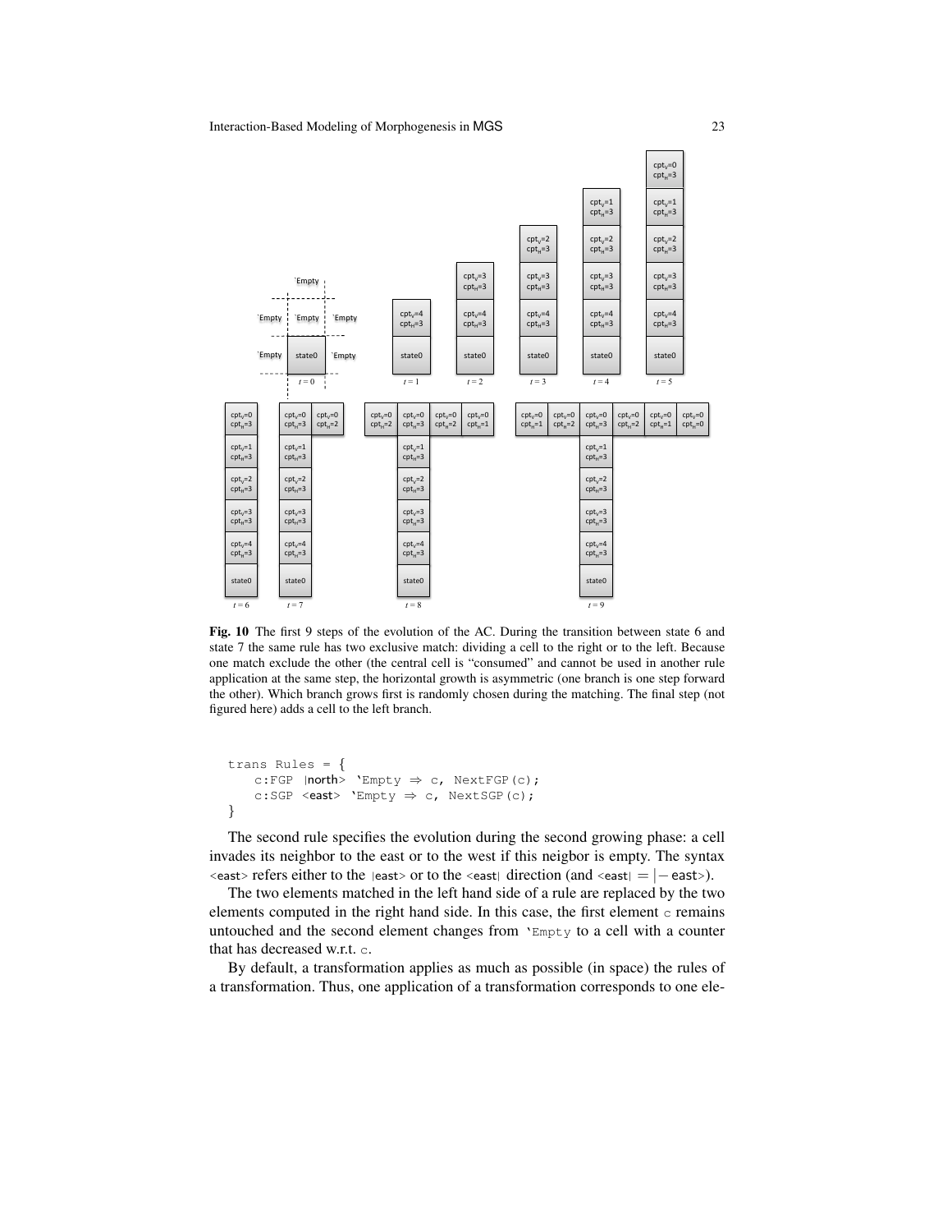**Fig. 10** The first 9 steps of the evolution of the AC. During the transition between state 6 and state 7 the same rule has two exclusive match: dividing a cell to the right or to the left. Because one match exclude the other (the central cell is "consumed" and cannot be used in another rule application at the same step, the horizontal growth is asymmetric (one branch is one step forward the other). Which branch grows first is randomly chosen during the matching. The final step (not figured here) adds a cell to the left branch.

```
trans Rules = {
    c:FGP |north> 'Empty ⇒ c, NextFGP(c);
    c:SGP <east> 'Empty ⇒ c, NextSGP(c);
}
```

The second rule specifies the evolution during the second growing phase: a cell invades its neighbor to the east or to the west if this neigbor is empty. The syntax <east> refers either to the |east> or to the <east| direction (and $\text{<east|} = |-\text{east>}$).

The two elements matched in the left hand side of a rule are replaced by the two elements computed in the right hand side. In this case, the first element `c` remains untouched and the second element changes from `'Empty` to a cell with a counter that has decreased w.r.t. `c`.

By default, a transformation applies as much as possible (in space) the rules of a transformation. Thus, one application of a transformation corresponds to one ele-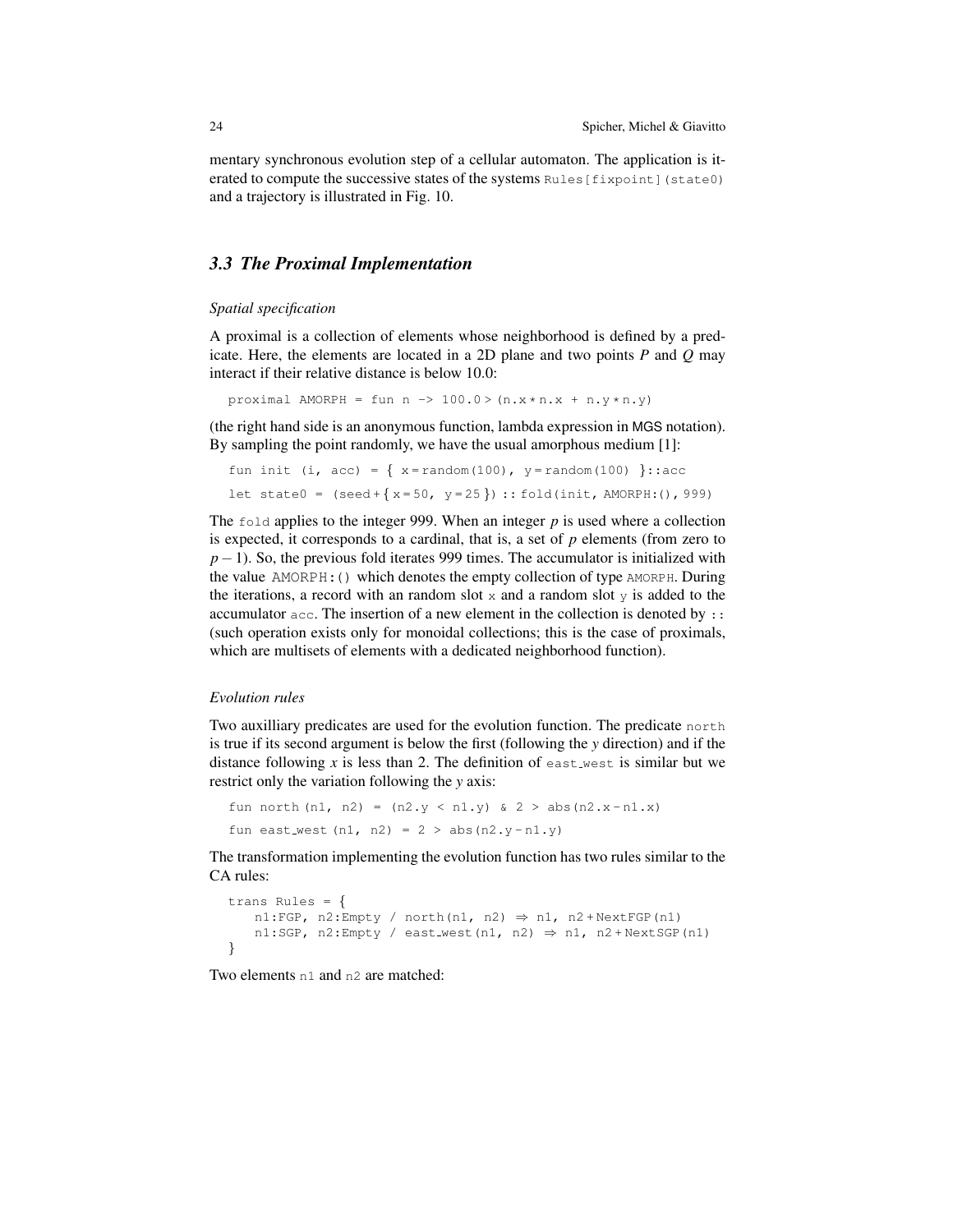mentary synchronous evolution step of a cellular automaton. The application is iterated to compute the successive states of the systems `Rules[fixpoint](state0)` and a trajectory is illustrated in Fig. 10.

### *3.3 The Proximal Implementation*

*Spatial specification*

A proximal is a collection of elements whose neighborhood is defined by a predicate. Here, the elements are located in a 2D plane and two points $P$ and $Q$ may interact if their relative distance is below 10.0:

```
proximal AMORPH = fun n -> 100.0 > (n.x * n.x + n.y * n.y)
```

(the right hand side is an anonymous function, lambda expression in MGS notation). By sampling the point randomly, we have the usual amorphous medium [1]:

```
fun init (i, acc) = { x = random(100), y = random(100) }::acc
let state0 = (seed + { x = 50, y = 25 }) :: fold(init, AMORPH:(), 999)
```

The `fold` applies to the integer 999. When an integer $p$ is used where a collection is expected, it corresponds to a cardinal, that is, a set of $p$ elements (from zero to $p-1$). So, the previous fold iterates 999 times. The accumulator is initialized with the value `AMORPH:()` which denotes the empty collection of type `AMORPH`. During the iterations, a record with an random slot `x` and a random slot `y` is added to the accumulator `acc`. The insertion of a new element in the collection is denoted by `::` (such operation exists only for monoidal collections; this is the case of proximals, which are multisets of elements with a dedicated neighborhood function).

*Evolution rules*

Two auxilliary predicates are used for the evolution function. The predicate `north` is true if its second argument is below the first (following the $y$ direction) and if the distance following $x$ is less than 2. The definition of `east_west` is similar but we restrict only the variation following the $y$ axis:

```
fun north (n1, n2) = (n2.y < n1.y) & 2 > abs(n2.x - n1.x)
fun east_west (n1, n2) = 2 > abs(n2.y - n1.y)
```

The transformation implementing the evolution function has two rules similar to the CA rules:

```
trans Rules = {
    n1:FGP, n2:Empty / north(n1, n2) ⇒ n1, n2 + NextFGP(n1)
    n1:SGP, n2:Empty / east_west(n1, n2) ⇒ n1, n2 + NextSGP(n1)
}
```

Two elements `n1` and `n2` are matched: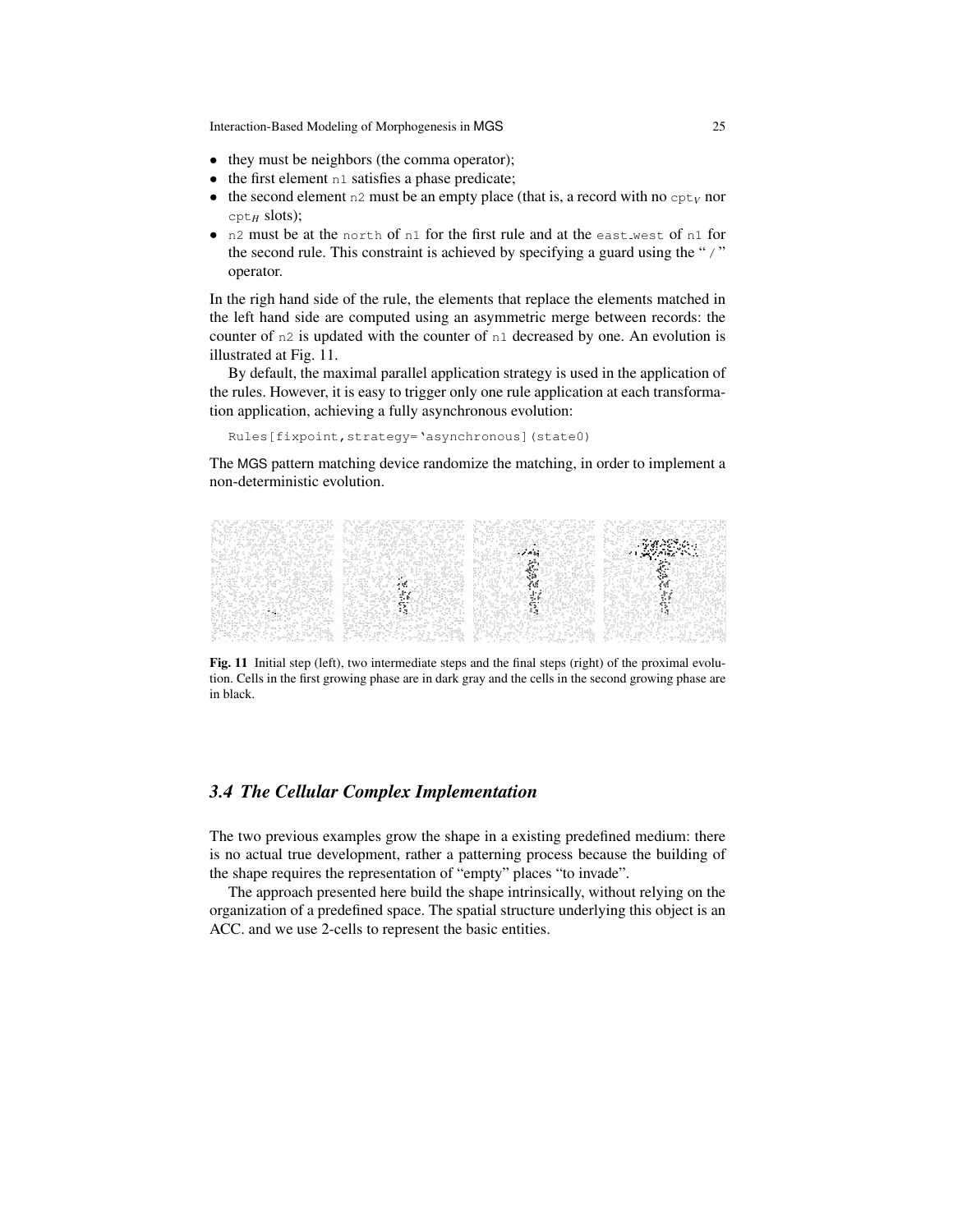- they must be neighbors (the comma operator);
- the first element `n1` satisfies a phase predicate;
- the second element `n2` must be an empty place (that is, a record with no $\texttt{cpt}_V$ nor $\texttt{cpt}_H$ slots);
- `n2` must be at the `north` of `n1` for the first rule and at the `east_west` of `n1` for the second rule. This constraint is achieved by specifying a guard using the " `/` " operator.

In the righ hand side of the rule, the elements that replace the elements matched in the left hand side are computed using an asymmetric merge between records: the counter of `n2` is updated with the counter of `n1` decreased by one. An evolution is illustrated at Fig. 11.

By default, the maximal parallel application strategy is used in the application of the rules. However, it is easy to trigger only one rule application at each transformation application, achieving a fully asynchronous evolution:

```
Rules[fixpoint,strategy='asynchronous](state0)
```

The MGS pattern matching device randomize the matching, in order to implement a non-deterministic evolution.

**Fig. 11** Initial step (left), two intermediate steps and the final steps (right) of the proximal evolution. Cells in the first growing phase are in dark gray and the cells in the second growing phase are in black.

### *3.4 The Cellular Complex Implementation*

The two previous examples grow the shape in a existing predefined medium: there is no actual true development, rather a patterning process because the building of the shape requires the representation of "empty" places "to invade".

The approach presented here build the shape intrinsically, without relying on the organization of a predefined space. The spatial structure underlying this object is an ACC. and we use 2-cells to represent the basic entities.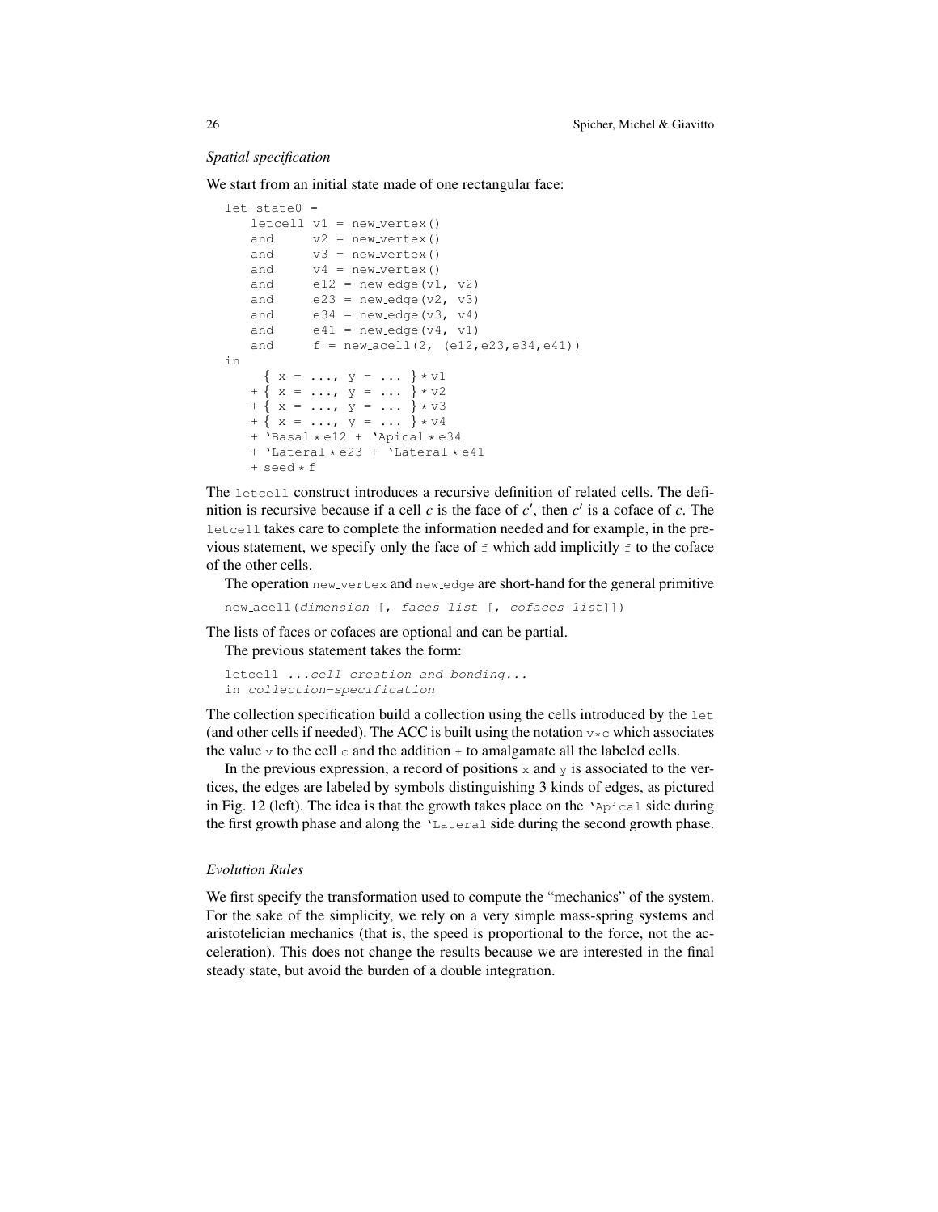*Spatial specification*

We start from an initial state made of one rectangular face:

```
let state0 =
    letcell v1 = new_vertex()
    and     v2 = new_vertex()
    and     v3 = new_vertex()
    and     v4 = new_vertex()
    and     e12 = new_edge(v1, v2)
    and     e23 = new_edge(v2, v3)
    and     e34 = new_edge(v3, v4)
    and     e41 = new_edge(v4, v1)
    and     f = new_acell(2, (e12,e23,e34,e41))
in
      { x = ..., y = ... } * v1
    + { x = ..., y = ... } * v2
    + { x = ..., y = ... } * v3
    + { x = ..., y = ... } * v4
    + `Basal * e12 + `Apical * e34
    + `Lateral * e23 + `Lateral * e41
    + seed * f
```

The `letcell` construct introduces a recursive definition of related cells. The definition is recursive because if a cell $c$ is the face of $c'$, then $c'$ is a coface of $c$. The `letcell` takes care to complete the information needed and for example, in the previous statement, we specify only the face of `f` which add implicitly `f` to the coface of the other cells.

The operation `new_vertex` and `new_edge` are short-hand for the general primitive

```
new_acell(dimension [, faces list [, cofaces list]])
```

The lists of faces or cofaces are optional and can be partial.

The previous statement takes the form:

```
letcell ...cell creation and bonding...
in collection-specification
```

The collection specification build a collection using the cells introduced by the `let` (and other cells if needed). The ACC is built using the notation `v*c` which associates the value `v` to the cell `c` and the addition `+` to amalgamate all the labeled cells.

In the previous expression, a record of positions `x` and `y` is associated to the vertices, the edges are labeled by symbols distinguishing 3 kinds of edges, as pictured in Fig. 12 (left). The idea is that the growth takes place on the `` `Apical `` side during the first growth phase and along the `` `Lateral `` side during the second growth phase.

*Evolution Rules*

We first specify the transformation used to compute the "mechanics" of the system. For the sake of the simplicity, we rely on a very simple mass-spring systems and aristotelician mechanics (that is, the speed is proportional to the force, not the acceleration). This does not change the results because we are interested in the final steady state, but avoid the burden of a double integration.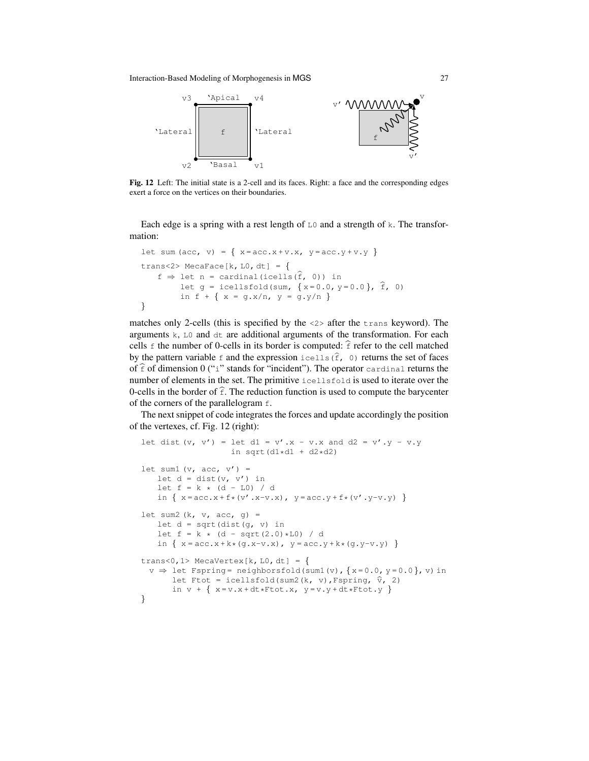Fig. 12 Left: The initial state is a 2-cell and its faces. Right: a face and the corresponding edges exert a force on the vertices on their boundaries.

Each edge is a spring with a rest length of L0 and a strength of k. The transformation:

```
let sum (acc, v) = { x = acc.x + v.x, y = acc.y + v.y }
trans<2> MecaFace[k, L0, dt] = {
    f ⇒ let n = cardinal(icells(f̂, 0)) in
        let g = icellsfold(sum, { x = 0.0, y = 0.0 }, f̂, 0)
        in f + { x = g.x/n, y = g.y/n }
}
```

matches only 2-cells (this is specified by the <2> after the trans keyword). The arguments k, L0 and dt are additional arguments of the transformation. For each cells f the number of 0-cells in its border is computed: f̂ refer to the cell matched by the pattern variable f and the expression icells(f̂, 0) returns the set of faces of f̂ of dimension 0 ("i" stands for "incident"). The operator cardinal returns the number of elements in the set. The primitive icellsfold is used to iterate over the 0-cells in the border of f̂. The reduction function is used to compute the barycenter of the corners of the parallelogram f.

The next snippet of code integrates the forces and update accordingly the position of the vertexes, cf. Fig. 12 (right):

```
let dist (v, v') = let d1 = v'.x - v.x and d2 = v'.y - v.y
                   in sqrt(d1*d1 + d2*d2)

let sum1 (v, acc, v') =
    let d = dist(v, v') in
    let f = k * (d - L0) / d
    in { x = acc.x + f*(v'.x-v.x), y = acc.y + f*(v'.y-v.y) }

let sum2 (k, v, acc, g) =
    let d = sqrt(dist(g, v) in
    let f = k * (d - sqrt(2.0)*L0) / d
    in { x = acc.x + k*(g.x-v.x), y = acc.y + k*(g.y-v.y) }

trans<0,1> MecaVertex[k, L0, dt] = {
  v ⇒ let Fspring = neighborsfold(sum1(v), { x = 0.0, y = 0.0 }, v) in
      let Ftot = icellsfold(sum2(k, v), Fspring, v̂, 2)
      in v + { x = v.x + dt*Ftot.x, y = v.y + dt*Ftot.y }
}
```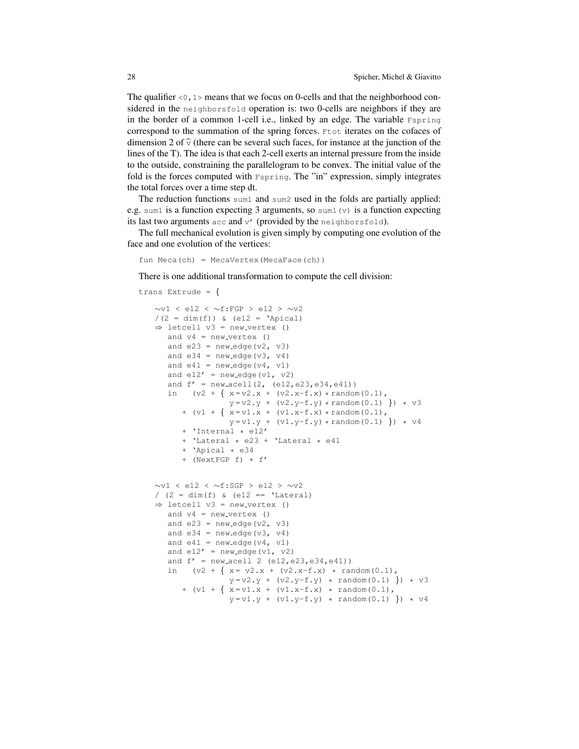The qualifier `<0,1>` means that we focus on 0-cells and that the neighborhood considered in the `neighborsfold` operation is: two 0-cells are neighbors if they are in the border of a common 1-cell i.e., linked by an edge. The variable `Fspring` correspond to the summation of the spring forces. `Ftot` iterates on the cofaces of dimension 2 of $\widehat{\text{v}}$ (there can be several such faces, for instance at the junction of the lines of the T). The idea is that each 2-cell exerts an internal pressure from the inside to the outside, constraining the parallelogram to be convex. The initial value of the fold is the forces computed with `Fspring`. The "in" expression, simply integrates the total forces over a time step dt.

The reduction functions `sum1` and `sum2` used in the folds are partially applied: e.g. `sum1` is a function expecting 3 arguments, so `sum1(v)` is a function expecting its last two arguments `acc` and `v'` (provided by the `neighborsfold`).

The full mechanical evolution is given simply by computing one evolution of the face and one evolution of the vertices:

```
fun Meca(ch) = MecaVertex(MecaFace(ch))
```

There is one additional transformation to compute the cell division:

```
trans Extrude = {

    ~v1 < e12 < ~f:FGP > e12 > ~v2
    /(2 = dim(f)) & (e12 = 'Apical)
    ⇒ letcell v3 = new_vertex ()
       and v4 = new_vertex ()
       and e23 = new_edge(v2, v3)
       and e34 = new_edge(v3, v4)
       and e41 = new_edge(v4, v1)
       and e12' = new_edge(v1, v2)
       and f' = new_acell(2, (e12,e23,e34,e41))
       in   (v2 + { x=v2.x + (v2.x-f.x)*random(0.1),
                    y=v2.y + (v2.y-f.y)*random(0.1) }) * v3
          + (v1 + { x=v1.x + (v1.x-f.x)*random(0.1),
                    y=v1.y + (v1.y-f.y)*random(0.1) }) * v4
          + 'Internal * e12'
          + 'Lateral * e23 + 'Lateral * e41
          + 'Apical * e34
          + (NextFGP f) * f'


    ~v1 < e12 < ~f:SGP > e12 > ~v2
    / (2 = dim(f) & (e12 == 'Lateral)
    ⇒ letcell v3 = new_vertex ()
       and v4 = new_vertex ()
       and e23 = new_edge(v2, v3)
       and e34 = new_edge(v3, v4)
       and e41 = new_edge(v4, v1)
       and e12' = new_edge(v1, v2)
       and f' = new_acell 2 (e12,e23,e34,e41))
       in   (v2 + { x= v2.x + (v2.x-f.x) * random(0.1),
                    y=v2.y + (v2.y-f.y) * random(0.1) }) * v3
          + (v1 + { x=v1.x + (v1.x-f.x) * random(0.1),
                    y=v1.y + (v1.y-f.y) * random(0.1) }) * v4
```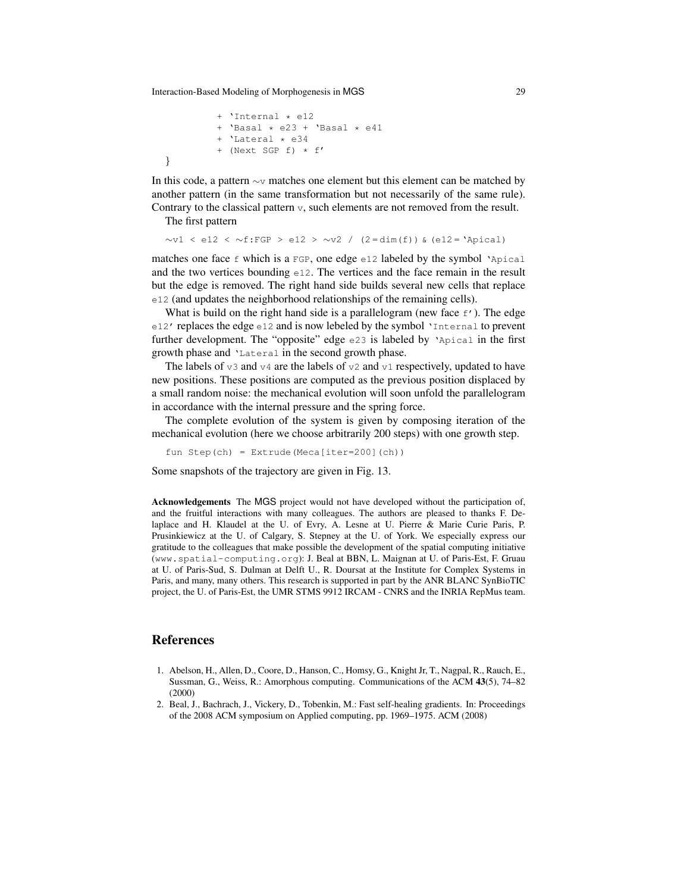```
            + 'Internal * e12
            + 'Basal * e23 + 'Basal * e41
            + 'Lateral * e34
            + (Next SGP f) * f'
}
```

In this code, a pattern `~v` matches one element but this element can be matched by another pattern (in the same transformation but not necessarily of the same rule). Contrary to the classical pattern `v`, such elements are not removed from the result.

The first pattern

```
~v1 < e12 < ~f:FGP > e12 > ~v2 / (2=dim(f)) & (e12='Apical)
```

matches one face `f` which is a `FGP`, one edge `e12` labeled by the symbol `'Apical` and the two vertices bounding `e12`. The vertices and the face remain in the result but the edge is removed. The right hand side builds several new cells that replace `e12` (and updates the neighborhood relationships of the remaining cells).

What is build on the right hand side is a parallelogram (new face `f'`). The edge `e12'` replaces the edge `e12` and is now lebeled by the symbol `'Internal` to prevent further development. The "opposite" edge `e23` is labeled by `'Apical` in the first growth phase and `'Lateral` in the second growth phase.

The labels of `v3` and `v4` are the labels of `v2` and `v1` respectively, updated to have new positions. These positions are computed as the previous position displaced by a small random noise: the mechanical evolution will soon unfold the parallelogram in accordance with the internal pressure and the spring force.

The complete evolution of the system is given by composing iteration of the mechanical evolution (here we choose arbitrarily 200 steps) with one growth step.

```
fun Step(ch) = Extrude(Meca[iter=200](ch))
```

Some snapshots of the trajectory are given in Fig. 13.

**Acknowledgements** The MGS project would not have developed without the participation of, and the fruitful interactions with many colleagues. The authors are pleased to thanks F. Delaplace and H. Klaudel at the U. of Evry, A. Lesne at U. Pierre & Marie Curie Paris, P. Prusinkiewicz at the U. of Calgary, S. Stepney at the U. of York. We especially express our gratitude to the colleagues that make possible the development of the spatial computing initiative (`www.spatial-computing.org`): J. Beal at BBN, L. Maignan at U. of Paris-Est, F. Gruau at U. of Paris-Sud, S. Dulman at Delft U., R. Doursat at the Institute for Complex Systems in Paris, and many, many others. This research is supported in part by the ANR BLANC SynBioTIC project, the U. of Paris-Est, the UMR STMS 9912 IRCAM - CNRS and the INRIA RepMus team.

## References

1. Abelson, H., Allen, D., Coore, D., Hanson, C., Homsy, G., Knight Jr, T., Nagpal, R., Rauch, E., Sussman, G., Weiss, R.: Amorphous computing. Communications of the ACM **43**(5), 74–82 (2000)
2. Beal, J., Bachrach, J., Vickery, D., Tobenkin, M.: Fast self-healing gradients. In: Proceedings of the 2008 ACM symposium on Applied computing, pp. 1969–1975. ACM (2008)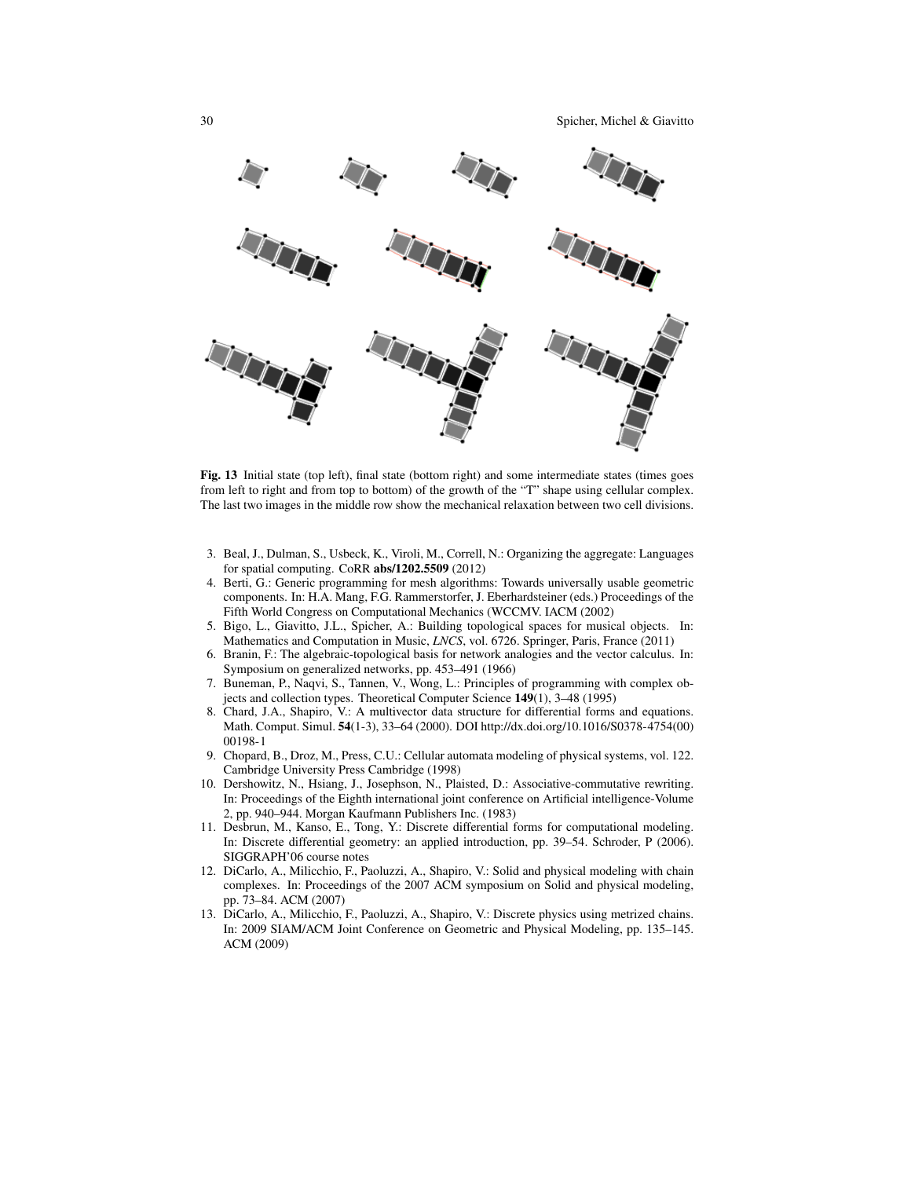**Fig. 13** Initial state (top left), final state (bottom right) and some intermediate states (times goes from left to right and from top to bottom) of the growth of the "T" shape using cellular complex. The last two images in the middle row show the mechanical relaxation between two cell divisions.

3. Beal, J., Dulman, S., Usbeck, K., Viroli, M., Correll, N.: Organizing the aggregate: Languages for spatial computing. CoRR **abs/1202.5509** (2012)
4. Berti, G.: Generic programming for mesh algorithms: Towards universally usable geometric components. In: H.A. Mang, F.G. Rammerstorfer, J. Eberhardsteiner (eds.) Proceedings of the Fifth World Congress on Computational Mechanics (WCCMV. IACM (2002)
5. Bigo, L., Giavitto, J.L., Spicher, A.: Building topological spaces for musical objects. In: Mathematics and Computation in Music, *LNCS*, vol. 6726. Springer, Paris, France (2011)
6. Branin, F.: The algebraic-topological basis for network analogies and the vector calculus. In: Symposium on generalized networks, pp. 453–491 (1966)
7. Buneman, P., Naqvi, S., Tannen, V., Wong, L.: Principles of programming with complex objects and collection types. Theoretical Computer Science **149**(1), 3–48 (1995)
8. Chard, J.A., Shapiro, V.: A multivector data structure for differential forms and equations. Math. Comput. Simul. **54**(1-3), 33–64 (2000). DOI http://dx.doi.org/10.1016/S0378-4754(00)00198-1
9. Chopard, B., Droz, M., Press, C.U.: Cellular automata modeling of physical systems, vol. 122. Cambridge University Press Cambridge (1998)
10. Dershowitz, N., Hsiang, J., Josephson, N., Plaisted, D.: Associative-commutative rewriting. In: Proceedings of the Eighth international joint conference on Artificial intelligence-Volume 2, pp. 940–944. Morgan Kaufmann Publishers Inc. (1983)
11. Desbrun, M., Kanso, E., Tong, Y.: Discrete differential forms for computational modeling. In: Discrete differential geometry: an applied introduction, pp. 39–54. Schroder, P (2006). SIGGRAPH'06 course notes
12. DiCarlo, A., Milicchio, F., Paoluzzi, A., Shapiro, V.: Solid and physical modeling with chain complexes. In: Proceedings of the 2007 ACM symposium on Solid and physical modeling, pp. 73–84. ACM (2007)
13. DiCarlo, A., Milicchio, F., Paoluzzi, A., Shapiro, V.: Discrete physics using metrized chains. In: 2009 SIAM/ACM Joint Conference on Geometric and Physical Modeling, pp. 135–145. ACM (2009)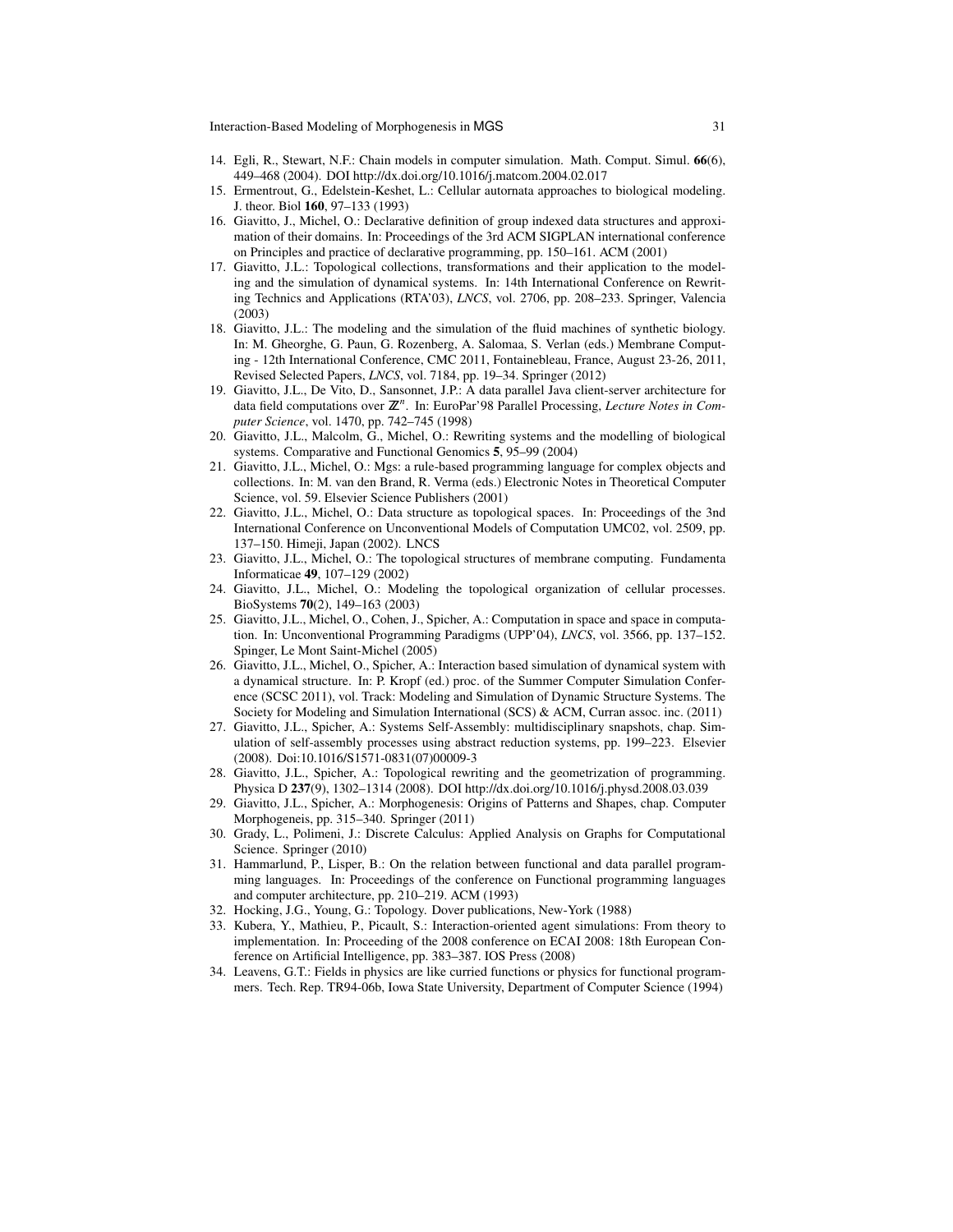14. Egli, R., Stewart, N.F.: Chain models in computer simulation. Math. Comput. Simul. **66**(6), 449–468 (2004). DOI http://dx.doi.org/10.1016/j.matcom.2004.02.017
15. Ermentrout, G., Edelstein-Keshet, L.: Cellular autornata approaches to biological modeling. J. theor. Biol **160**, 97–133 (1993)
16. Giavitto, J., Michel, O.: Declarative definition of group indexed data structures and approximation of their domains. In: Proceedings of the 3rd ACM SIGPLAN international conference on Principles and practice of declarative programming, pp. 150–161. ACM (2001)
17. Giavitto, J.L.: Topological collections, transformations and their application to the modeling and the simulation of dynamical systems. In: 14th International Conference on Rewriting Technics and Applications (RTA'03), *LNCS*, vol. 2706, pp. 208–233. Springer, Valencia (2003)
18. Giavitto, J.L.: The modeling and the simulation of the fluid machines of synthetic biology. In: M. Gheorghe, G. Paun, G. Rozenberg, A. Salomaa, S. Verlan (eds.) Membrane Computing - 12th International Conference, CMC 2011, Fontainebleau, France, August 23-26, 2011, Revised Selected Papers, *LNCS*, vol. 7184, pp. 19–34. Springer (2012)
19. Giavitto, J.L., De Vito, D., Sansonnet, J.P.: A data parallel Java client-server architecture for data field computations over $\mathbb{Z}^n$. In: EuroPar'98 Parallel Processing, *Lecture Notes in Computer Science*, vol. 1470, pp. 742–745 (1998)
20. Giavitto, J.L., Malcolm, G., Michel, O.: Rewriting systems and the modelling of biological systems. Comparative and Functional Genomics **5**, 95–99 (2004)
21. Giavitto, J.L., Michel, O.: Mgs: a rule-based programming language for complex objects and collections. In: M. van den Brand, R. Verma (eds.) Electronic Notes in Theoretical Computer Science, vol. 59. Elsevier Science Publishers (2001)
22. Giavitto, J.L., Michel, O.: Data structure as topological spaces. In: Proceedings of the 3nd International Conference on Unconventional Models of Computation UMC02, vol. 2509, pp. 137–150. Himeji, Japan (2002). LNCS
23. Giavitto, J.L., Michel, O.: The topological structures of membrane computing. Fundamenta Informaticae **49**, 107–129 (2002)
24. Giavitto, J.L., Michel, O.: Modeling the topological organization of cellular processes. BioSystems **70**(2), 149–163 (2003)
25. Giavitto, J.L., Michel, O., Cohen, J., Spicher, A.: Computation in space and space in computation. In: Unconventional Programming Paradigms (UPP'04), *LNCS*, vol. 3566, pp. 137–152. Spinger, Le Mont Saint-Michel (2005)
26. Giavitto, J.L., Michel, O., Spicher, A.: Interaction based simulation of dynamical system with a dynamical structure. In: P. Kropf (ed.) proc. of the Summer Computer Simulation Conference (SCSC 2011), vol. Track: Modeling and Simulation of Dynamic Structure Systems. The Society for Modeling and Simulation International (SCS) & ACM, Curran assoc. inc. (2011)
27. Giavitto, J.L., Spicher, A.: Systems Self-Assembly: multidisciplinary snapshots, chap. Simulation of self-assembly processes using abstract reduction systems, pp. 199–223. Elsevier (2008). Doi:10.1016/S1571-0831(07)00009-3
28. Giavitto, J.L., Spicher, A.: Topological rewriting and the geometrization of programming. Physica D **237**(9), 1302–1314 (2008). DOI http://dx.doi.org/10.1016/j.physd.2008.03.039
29. Giavitto, J.L., Spicher, A.: Morphogenesis: Origins of Patterns and Shapes, chap. Computer Morphogeneis, pp. 315–340. Springer (2011)
30. Grady, L., Polimeni, J.: Discrete Calculus: Applied Analysis on Graphs for Computational Science. Springer (2010)
31. Hammarlund, P., Lisper, B.: On the relation between functional and data parallel programming languages. In: Proceedings of the conference on Functional programming languages and computer architecture, pp. 210–219. ACM (1993)
32. Hocking, J.G., Young, G.: Topology. Dover publications, New-York (1988)
33. Kubera, Y., Mathieu, P., Picault, S.: Interaction-oriented agent simulations: From theory to implementation. In: Proceeding of the 2008 conference on ECAI 2008: 18th European Conference on Artificial Intelligence, pp. 383–387. IOS Press (2008)
34. Leavens, G.T.: Fields in physics are like curried functions or physics for functional programmers. Tech. Rep. TR94-06b, Iowa State University, Department of Computer Science (1994)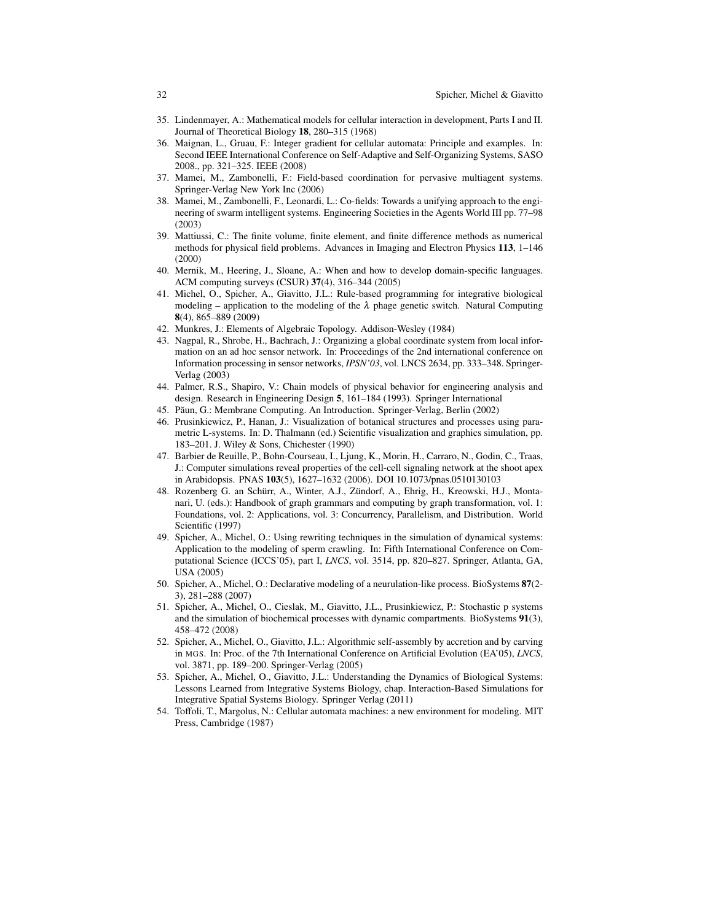35. Lindenmayer, A.: Mathematical models for cellular interaction in development, Parts I and II. Journal of Theoretical Biology **18**, 280–315 (1968)
36. Maignan, L., Gruau, F.: Integer gradient for cellular automata: Principle and examples. In: Second IEEE International Conference on Self-Adaptive and Self-Organizing Systems, SASO 2008., pp. 321–325. IEEE (2008)
37. Mamei, M., Zambonelli, F.: Field-based coordination for pervasive multiagent systems. Springer-Verlag New York Inc (2006)
38. Mamei, M., Zambonelli, F., Leonardi, L.: Co-fields: Towards a unifying approach to the engineering of swarm intelligent systems. Engineering Societies in the Agents World III pp. 77–98 (2003)
39. Mattiussi, C.: The finite volume, finite element, and finite difference methods as numerical methods for physical field problems. Advances in Imaging and Electron Physics **113**, 1–146 (2000)
40. Mernik, M., Heering, J., Sloane, A.: When and how to develop domain-specific languages. ACM computing surveys (CSUR) **37**(4), 316–344 (2005)
41. Michel, O., Spicher, A., Giavitto, J.L.: Rule-based programming for integrative biological modeling – application to the modeling of the $\lambda$ phage genetic switch. Natural Computing **8**(4), 865–889 (2009)
42. Munkres, J.: Elements of Algebraic Topology. Addison-Wesley (1984)
43. Nagpal, R., Shrobe, H., Bachrach, J.: Organizing a global coordinate system from local information on an ad hoc sensor network. In: Proceedings of the 2nd international conference on Information processing in sensor networks, *IPSN'03*, vol. LNCS 2634, pp. 333–348. Springer-Verlag (2003)
44. Palmer, R.S., Shapiro, V.: Chain models of physical behavior for engineering analysis and design. Research in Engineering Design **5**, 161–184 (1993). Springer International
45. Păun, G.: Membrane Computing. An Introduction. Springer-Verlag, Berlin (2002)
46. Prusinkiewicz, P., Hanan, J.: Visualization of botanical structures and processes using parametric L-systems. In: D. Thalmann (ed.) Scientific visualization and graphics simulation, pp. 183–201. J. Wiley & Sons, Chichester (1990)
47. Barbier de Reuille, P., Bohn-Courseau, I., Ljung, K., Morin, H., Carraro, N., Godin, C., Traas, J.: Computer simulations reveal properties of the cell-cell signaling network at the shoot apex in Arabidopsis. PNAS **103**(5), 1627–1632 (2006). DOI 10.1073/pnas.0510130103
48. Rozenberg G. an Schürr, A., Winter, A.J., Zündorf, A., Ehrig, H., Kreowski, H.J., Montanari, U. (eds.): Handbook of graph grammars and computing by graph transformation, vol. 1: Foundations, vol. 2: Applications, vol. 3: Concurrency, Parallelism, and Distribution. World Scientific (1997)
49. Spicher, A., Michel, O.: Using rewriting techniques in the simulation of dynamical systems: Application to the modeling of sperm crawling. In: Fifth International Conference on Computational Science (ICCS'05), part I, *LNCS*, vol. 3514, pp. 820–827. Springer, Atlanta, GA, USA (2005)
50. Spicher, A., Michel, O.: Declarative modeling of a neurulation-like process. BioSystems **87**(2-3), 281–288 (2007)
51. Spicher, A., Michel, O., Cieslak, M., Giavitto, J.L., Prusinkiewicz, P.: Stochastic p systems and the simulation of biochemical processes with dynamic compartments. BioSystems **91**(3), 458–472 (2008)
52. Spicher, A., Michel, O., Giavitto, J.L.: Algorithmic self-assembly by accretion and by carving in MGS. In: Proc. of the 7th International Conference on Artificial Evolution (EA'05), *LNCS*, vol. 3871, pp. 189–200. Springer-Verlag (2005)
53. Spicher, A., Michel, O., Giavitto, J.L.: Understanding the Dynamics of Biological Systems: Lessons Learned from Integrative Systems Biology, chap. Interaction-Based Simulations for Integrative Spatial Systems Biology. Springer Verlag (2011)
54. Toffoli, T., Margolus, N.: Cellular automata machines: a new environment for modeling. MIT Press, Cambridge (1987)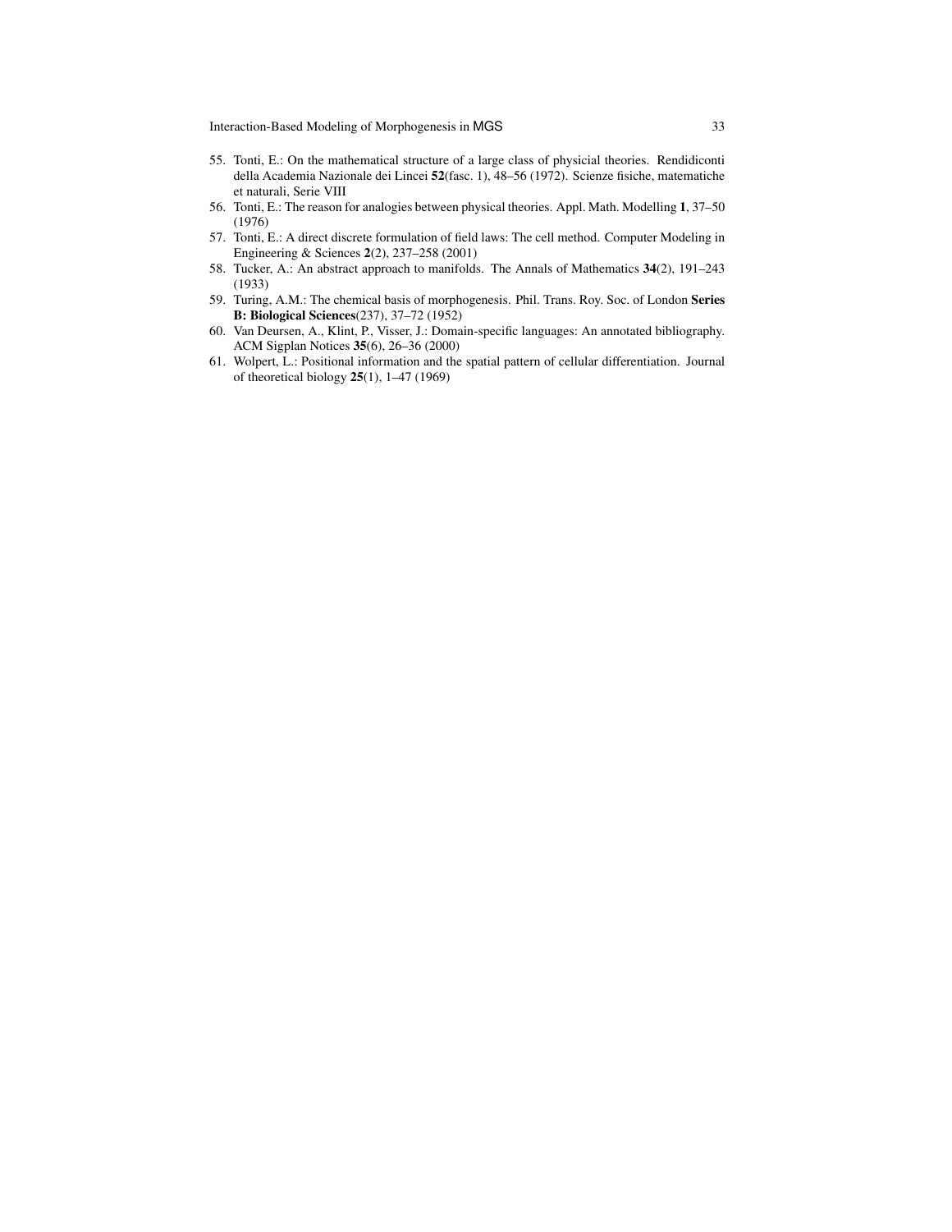55. Tonti, E.: On the mathematical structure of a large class of physicial theories. Rendidiconti della Academia Nazionale dei Lincei **52**(fasc. 1), 48–56 (1972). Scienze fisiche, matematiche et naturali, Serie VIII
56. Tonti, E.: The reason for analogies between physical theories. Appl. Math. Modelling **1**, 37–50 (1976)
57. Tonti, E.: A direct discrete formulation of field laws: The cell method. Computer Modeling in Engineering & Sciences **2**(2), 237–258 (2001)
58. Tucker, A.: An abstract approach to manifolds. The Annals of Mathematics **34**(2), 191–243 (1933)
59. Turing, A.M.: The chemical basis of morphogenesis. Phil. Trans. Roy. Soc. of London **Series B: Biological Sciences**(237), 37–72 (1952)
60. Van Deursen, A., Klint, P., Visser, J.: Domain-specific languages: An annotated bibliography. ACM Sigplan Notices **35**(6), 26–36 (2000)
61. Wolpert, L.: Positional information and the spatial pattern of cellular differentiation. Journal of theoretical biology **25**(1), 1–47 (1969)